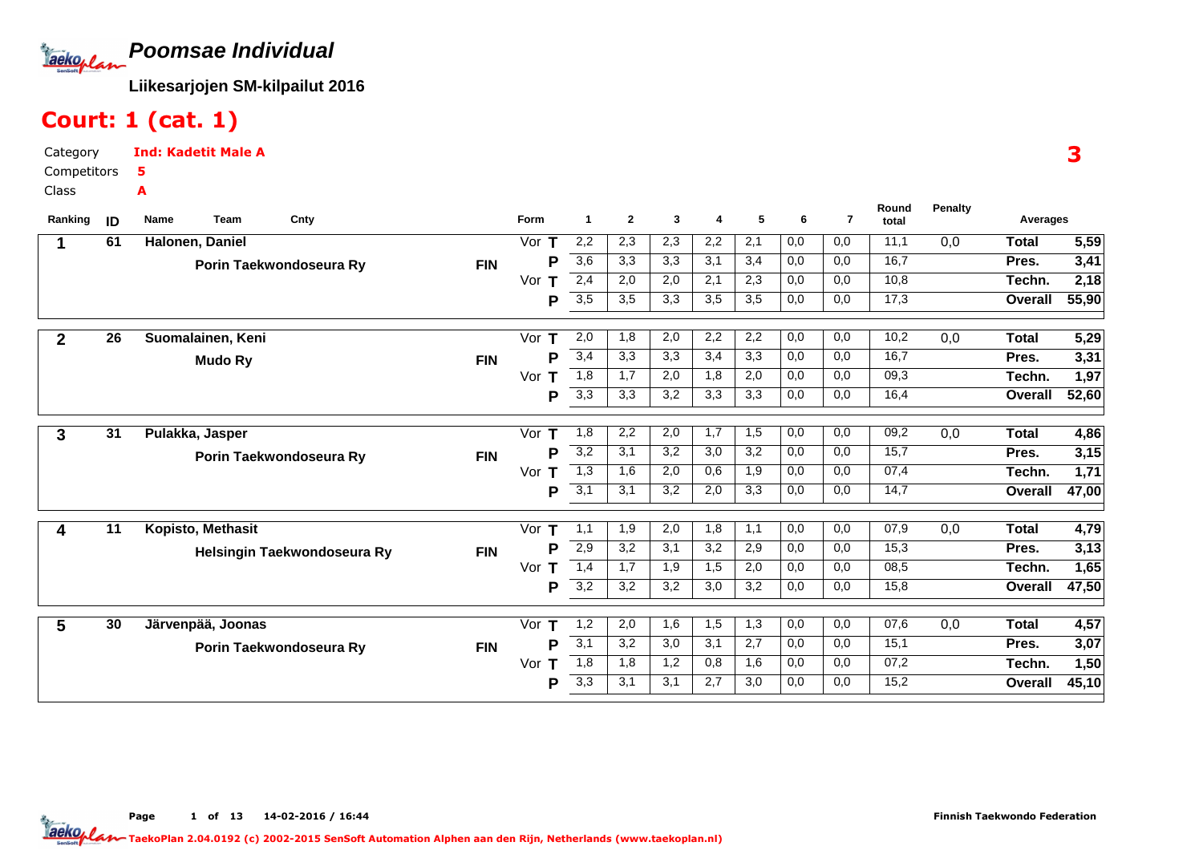# Poomsae Individual

**Liikesarjojen SM-kilpailut 2016**

## Court: 1 (cat. 1)

Category **Ind: Kadetit Male A**

Competitors **5**

Class **A**

**3**

| Ranking | ID | Name / Team | Cnty | Form | | 1 | 2 | 3 | 4 | 5 | 6 | 7 | Round total | Penalty | Averages | |
|---|---|---|---|---|---|---|---|---|---|---|---|---|---|---|---|---|
| 1 | 61 | Halonen, Daniel | | Vor | T | 2,2 | 2,3 | 2,3 | 2,2 | 2,1 | 0,0 | 0,0 | 11,1 | 0,0 | Total | 5,59 |
| | | Porin Taekwondoseura Ry | FIN | | P | 3,6 | 3,3 | 3,3 | 3,1 | 3,4 | 0,0 | 0,0 | 16,7 | | Pres. | 3,41 |
| | | | | Vor | T | 2,4 | 2,0 | 2,0 | 2,1 | 2,3 | 0,0 | 0,0 | 10,8 | | Techn. | 2,18 |
| | | | | | P | 3,5 | 3,5 | 3,3 | 3,5 | 3,5 | 0,0 | 0,0 | 17,3 | | Overall | 55,90 |
| 2 | 26 | Suomalainen, Keni | | Vor | T | 2,0 | 1,8 | 2,0 | 2,2 | 2,2 | 0,0 | 0,0 | 10,2 | 0,0 | Total | 5,29 |
| | | Mudo Ry | FIN | | P | 3,4 | 3,3 | 3,3 | 3,4 | 3,3 | 0,0 | 0,0 | 16,7 | | Pres. | 3,31 |
| | | | | Vor | T | 1,8 | 1,7 | 2,0 | 1,8 | 2,0 | 0,0 | 0,0 | 09,3 | | Techn. | 1,97 |
| | | | | | P | 3,3 | 3,3 | 3,2 | 3,3 | 3,3 | 0,0 | 0,0 | 16,4 | | Overall | 52,60 |
| 3 | 31 | Pulakka, Jasper | | Vor | T | 1,8 | 2,2 | 2,0 | 1,7 | 1,5 | 0,0 | 0,0 | 09,2 | 0,0 | Total | 4,86 |
| | | Porin Taekwondoseura Ry | FIN | | P | 3,2 | 3,1 | 3,2 | 3,0 | 3,2 | 0,0 | 0,0 | 15,7 | | Pres. | 3,15 |
| | | | | Vor | T | 1,3 | 1,6 | 2,0 | 0,6 | 1,9 | 0,0 | 0,0 | 07,4 | | Techn. | 1,71 |
| | | | | | P | 3,1 | 3,1 | 3,2 | 2,0 | 3,3 | 0,0 | 0,0 | 14,7 | | Overall | 47,00 |
| 4 | 11 | Kopisto, Methasit | | Vor | T | 1,1 | 1,9 | 2,0 | 1,8 | 1,1 | 0,0 | 0,0 | 07,9 | 0,0 | Total | 4,79 |
| | | Helsingin Taekwondoseura Ry | FIN | | P | 2,9 | 3,2 | 3,1 | 3,2 | 2,9 | 0,0 | 0,0 | 15,3 | | Pres. | 3,13 |
| | | | | Vor | T | 1,4 | 1,7 | 1,9 | 1,5 | 2,0 | 0,0 | 0,0 | 08,5 | | Techn. | 1,65 |
| | | | | | P | 3,2 | 3,2 | 3,2 | 3,0 | 3,2 | 0,0 | 0,0 | 15,8 | | Overall | 47,50 |
| 5 | 30 | Järvenpää, Joonas | | Vor | T | 1,2 | 2,0 | 1,6 | 1,5 | 1,3 | 0,0 | 0,0 | 07,6 | 0,0 | Total | 4,57 |
| | | Porin Taekwondoseura Ry | FIN | | P | 3,1 | 3,2 | 3,0 | 3,1 | 2,7 | 0,0 | 0,0 | 15,1 | | Pres. | 3,07 |
| | | | | Vor | T | 1,8 | 1,8 | 1,2 | 0,8 | 1,6 | 0,0 | 0,0 | 07,2 | | Techn. | 1,50 |
| | | | | | P | 3,3 | 3,1 | 3,1 | 2,7 | 3,0 | 0,0 | 0,0 | 15,2 | | Overall | 45,10 |

14-02-2016 / 16:44

Finnish Taekwondo Federation

TaekoPlan 2.04.0192 (c) 2002-2015 SenSoft Automation Alphen aan den Rijn, Netherlands (www.taekoplan.nl)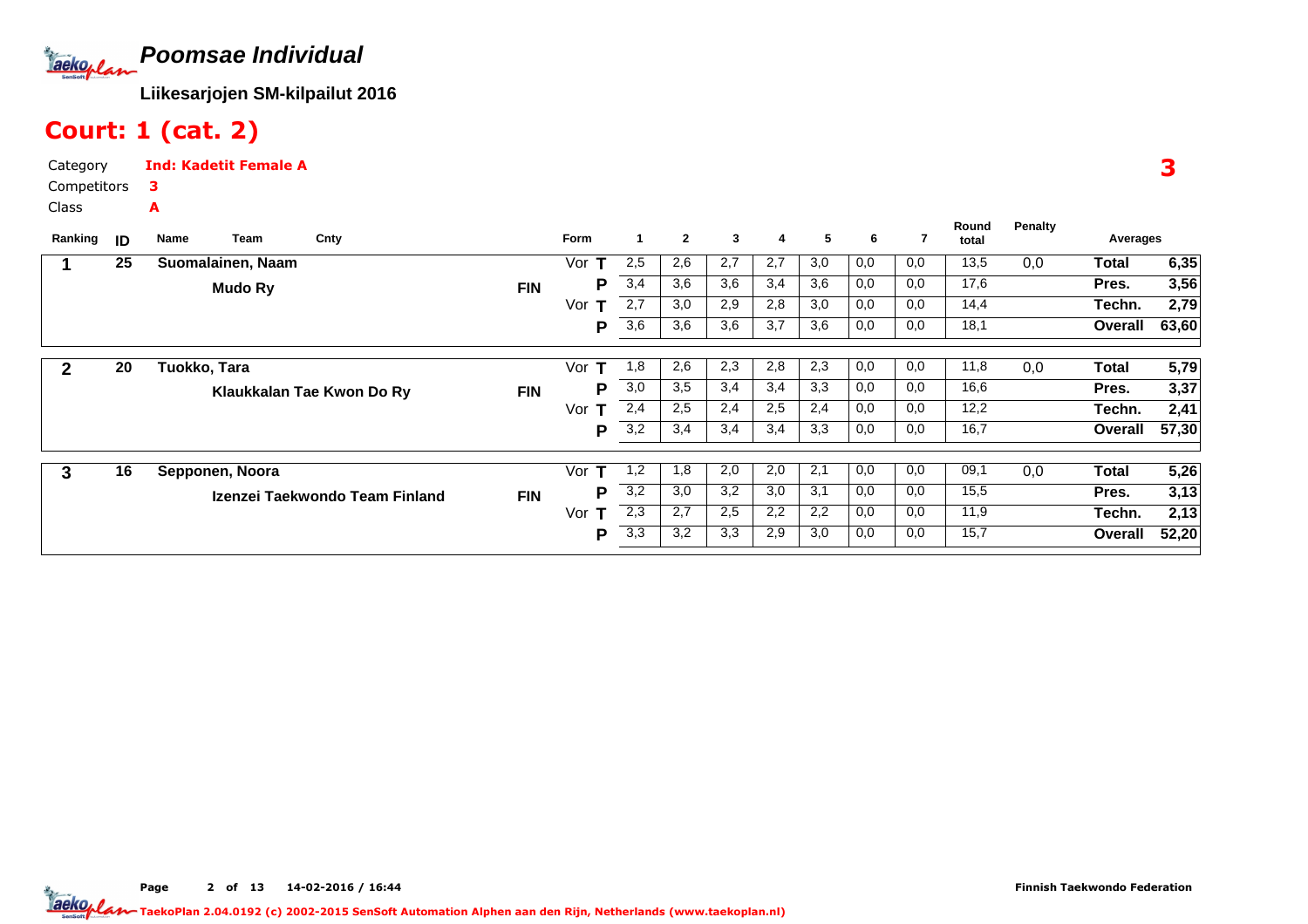# Poomsae Individual

**Liikesarjojen SM-kilpailut 2016**

## Court: 1 (cat. 2)

Category **Ind: Kadetit Female A**

Competitors **3**

Class **A**

**3**

| Ranking | ID | Name / Team | Cnty | Form | | 1 | 2 | 3 | 4 | 5 | 6 | 7 | Round total | Penalty | Averages | |
|---|---|---|---|---|---|---|---|---|---|---|---|---|---|---|---|---|
| **1** | **25** | **Suomalainen, Naam** | | Vor | **T** | 2,5 | 2,6 | 2,7 | 2,7 | 3,0 | 0,0 | 0,0 | 13,5 | 0,0 | **Total** | **6,35** |
| | | **Mudo Ry** | **FIN** | | **P** | 3,4 | 3,6 | 3,6 | 3,4 | 3,6 | 0,0 | 0,0 | 17,6 | | **Pres.** | **3,56** |
| | | | | Vor | **T** | 2,7 | 3,0 | 2,9 | 2,8 | 3,0 | 0,0 | 0,0 | 14,4 | | **Techn.** | **2,79** |
| | | | | | **P** | 3,6 | 3,6 | 3,6 | 3,7 | 3,6 | 0,0 | 0,0 | 18,1 | | **Overall** | **63,60** |
| **2** | **20** | **Tuokko, Tara** | | Vor | **T** | 1,8 | 2,6 | 2,3 | 2,8 | 2,3 | 0,0 | 0,0 | 11,8 | 0,0 | **Total** | **5,79** |
| | | **Klaukkalan Tae Kwon Do Ry** | **FIN** | | **P** | 3,0 | 3,5 | 3,4 | 3,4 | 3,3 | 0,0 | 0,0 | 16,6 | | **Pres.** | **3,37** |
| | | | | Vor | **T** | 2,4 | 2,5 | 2,4 | 2,5 | 2,4 | 0,0 | 0,0 | 12,2 | | **Techn.** | **2,41** |
| | | | | | **P** | 3,2 | 3,4 | 3,4 | 3,4 | 3,3 | 0,0 | 0,0 | 16,7 | | **Overall** | **57,30** |
| **3** | **16** | **Sepponen, Noora** | | Vor | **T** | 1,2 | 1,8 | 2,0 | 2,0 | 2,1 | 0,0 | 0,0 | 09,1 | 0,0 | **Total** | **5,26** |
| | | **Izenzei Taekwondo Team Finland** | **FIN** | | **P** | 3,2 | 3,0 | 3,2 | 3,0 | 3,1 | 0,0 | 0,0 | 15,5 | | **Pres.** | **3,13** |
| | | | | Vor | **T** | 2,3 | 2,7 | 2,5 | 2,2 | 2,2 | 0,0 | 0,0 | 11,9 | | **Techn.** | **2,13** |
| | | | | | **P** | 3,3 | 3,2 | 3,3 | 2,9 | 3,0 | 0,0 | 0,0 | 15,7 | | **Overall** | **52,20** |

14-02-2016 / 16:44 — Finnish Taekwondo Federation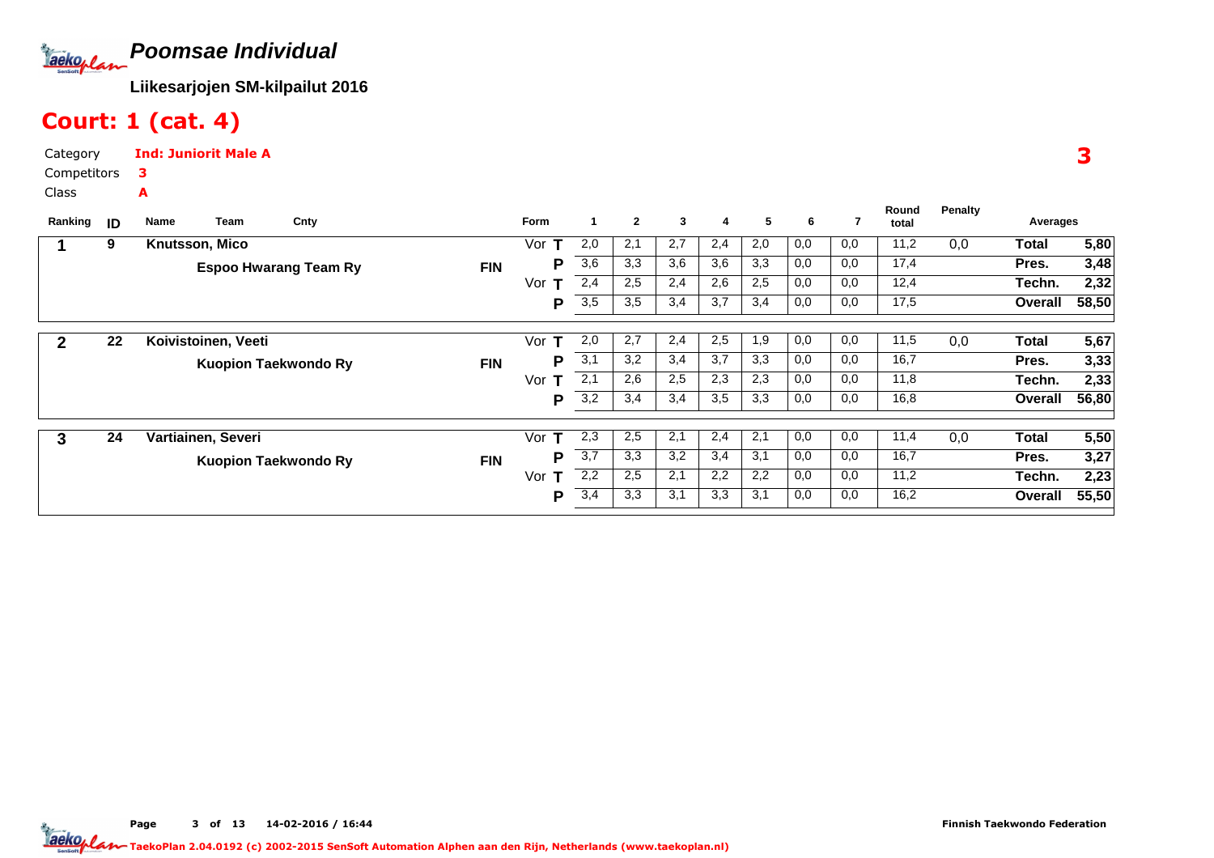# Poomsae Individual

**Liikesarjojen SM-kilpailut 2016**

## Court: 1 (cat. 4)

Category **Ind: Juniorit Male A**

Competitors **3**

Class **A**

**3**

| Ranking | ID | Name / Team | Cnty | Form | | 1 | 2 | 3 | 4 | 5 | 6 | 7 | Round total | Penalty | Averages | |
|---|---|---|---|---|---|---|---|---|---|---|---|---|---|---|---|---|
| **1** | **9** | **Knutsson, Mico** | | Vor | **T** | 2,0 | 2,1 | 2,7 | 2,4 | 2,0 | 0,0 | 0,0 | 11,2 | 0,0 | **Total** | **5,80** |
| | | **Espoo Hwarang Team Ry** | **FIN** | | **P** | 3,6 | 3,3 | 3,6 | 3,6 | 3,3 | 0,0 | 0,0 | 17,4 | | **Pres.** | **3,48** |
| | | | | Vor | **T** | 2,4 | 2,5 | 2,4 | 2,6 | 2,5 | 0,0 | 0,0 | 12,4 | | **Techn.** | **2,32** |
| | | | | | **P** | 3,5 | 3,5 | 3,4 | 3,7 | 3,4 | 0,0 | 0,0 | 17,5 | | **Overall** | **58,50** |
| **2** | **22** | **Koivistoinen, Veeti** | | Vor | **T** | 2,0 | 2,7 | 2,4 | 2,5 | 1,9 | 0,0 | 0,0 | 11,5 | 0,0 | **Total** | **5,67** |
| | | **Kuopion Taekwondo Ry** | **FIN** | | **P** | 3,1 | 3,2 | 3,4 | 3,7 | 3,3 | 0,0 | 0,0 | 16,7 | | **Pres.** | **3,33** |
| | | | | Vor | **T** | 2,1 | 2,6 | 2,5 | 2,3 | 2,3 | 0,0 | 0,0 | 11,8 | | **Techn.** | **2,33** |
| | | | | | **P** | 3,2 | 3,4 | 3,4 | 3,5 | 3,3 | 0,0 | 0,0 | 16,8 | | **Overall** | **56,80** |
| **3** | **24** | **Vartiainen, Severi** | | Vor | **T** | 2,3 | 2,5 | 2,1 | 2,4 | 2,1 | 0,0 | 0,0 | 11,4 | 0,0 | **Total** | **5,50** |
| | | **Kuopion Taekwondo Ry** | **FIN** | | **P** | 3,7 | 3,3 | 3,2 | 3,4 | 3,1 | 0,0 | 0,0 | 16,7 | | **Pres.** | **3,27** |
| | | | | Vor | **T** | 2,2 | 2,5 | 2,1 | 2,2 | 2,2 | 0,0 | 0,0 | 11,2 | | **Techn.** | **2,23** |
| | | | | | **P** | 3,4 | 3,3 | 3,1 | 3,3 | 3,1 | 0,0 | 0,0 | 16,2 | | **Overall** | **55,50** |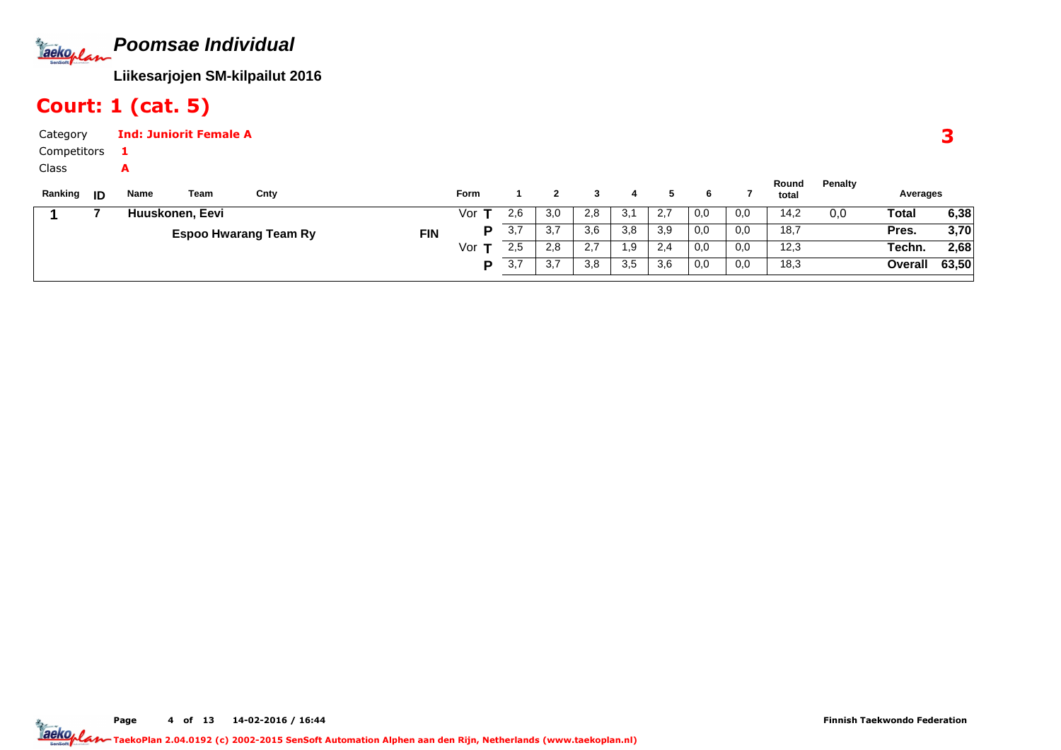# Poomsae Individual

**Liikesarjojen SM-kilpailut 2016**

## Court: 1 (cat. 5)

Category **Ind: Juniorit Female A**

Competitors **1**

Class **A**

**3**

| Ranking | ID | Name | Team | Cnty | Form | | 1 | 2 | 3 | 4 | 5 | 6 | 7 | Round total | Penalty | Averages | |
|---|---|---|---|---|---|---|---|---|---|---|---|---|---|---|---|---|---|
| **1** | **7** | **Huuskonen, Eevi** | | | Vor | **T** | 2,6 | 3,0 | 2,8 | 3,1 | 2,7 | 0,0 | 0,0 | 14,2 | 0,0 | **Total** | **6,38** |
| | | | **Espoo Hwarang Team Ry** | **FIN** | | **P** | 3,7 | 3,7 | 3,6 | 3,8 | 3,9 | 0,0 | 0,0 | 18,7 | | **Pres.** | **3,70** |
| | | | | | Vor | **T** | 2,5 | 2,8 | 2,7 | 1,9 | 2,4 | 0,0 | 0,0 | 12,3 | | **Techn.** | **2,68** |
| | | | | | | **P** | 3,7 | 3,7 | 3,8 | 3,5 | 3,6 | 0,0 | 0,0 | 18,3 | | **Overall** | **63,50** |

Finnish Taekwondo Federation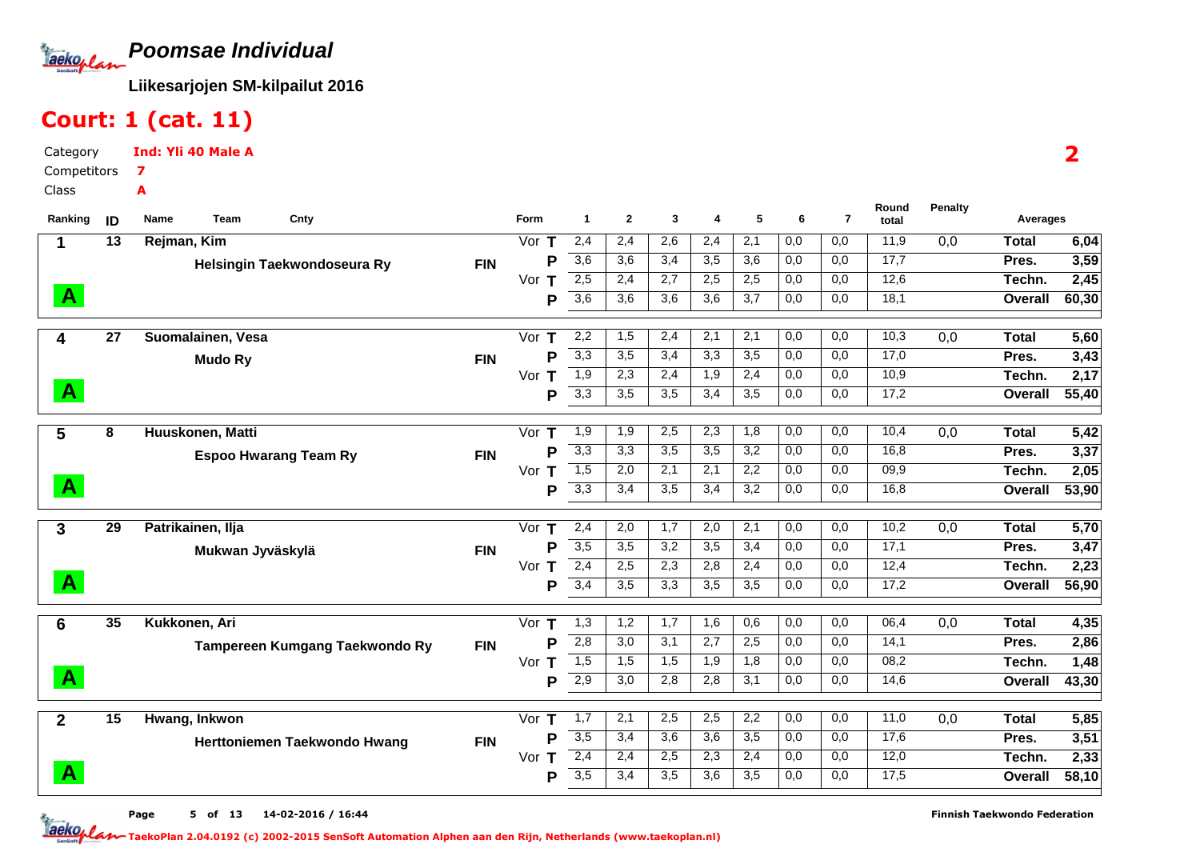# Poomsae Individual

**Liikesarjojen SM-kilpailut 2016**

## Court: 1 (cat. 11)

Category: **Ind: Yli 40 Male A**

Competitors: **7**

Class: **A**

**2**

| Ranking | ID | Name / Team | Cnty | Form | | 1 | 2 | 3 | 4 | 5 | 6 | 7 | Round total | Penalty | Averages | |
|---|---|---|---|---|---|---|---|---|---|---|---|---|---|---|---|---|
| 1 | 13 | Rejman, Kim | | Vor | T | 2,4 | 2,4 | 2,6 | 2,4 | 2,1 | 0,0 | 0,0 | 11,9 | 0,0 | Total | 6,04 |
| | | Helsingin Taekwondoseura Ry | FIN | | P | 3,6 | 3,6 | 3,4 | 3,5 | 3,6 | 0,0 | 0,0 | 17,7 | | Pres. | 3,59 |
| | | | | Vor | T | 2,5 | 2,4 | 2,7 | 2,5 | 2,5 | 0,0 | 0,0 | 12,6 | | Techn. | 2,45 |
| A | | | | | P | 3,6 | 3,6 | 3,6 | 3,6 | 3,7 | 0,0 | 0,0 | 18,1 | | Overall | 60,30 |
| 4 | 27 | Suomalainen, Vesa | | Vor | T | 2,2 | 1,5 | 2,4 | 2,1 | 2,1 | 0,0 | 0,0 | 10,3 | 0,0 | Total | 5,60 |
| | | Mudo Ry | FIN | | P | 3,3 | 3,5 | 3,4 | 3,3 | 3,5 | 0,0 | 0,0 | 17,0 | | Pres. | 3,43 |
| | | | | Vor | T | 1,9 | 2,3 | 2,4 | 1,9 | 2,4 | 0,0 | 0,0 | 10,9 | | Techn. | 2,17 |
| A | | | | | P | 3,3 | 3,5 | 3,5 | 3,4 | 3,5 | 0,0 | 0,0 | 17,2 | | Overall | 55,40 |
| 5 | 8 | Huuskonen, Matti | | Vor | T | 1,9 | 1,9 | 2,5 | 2,3 | 1,8 | 0,0 | 0,0 | 10,4 | 0,0 | Total | 5,42 |
| | | Espoo Hwarang Team Ry | FIN | | P | 3,3 | 3,3 | 3,5 | 3,5 | 3,2 | 0,0 | 0,0 | 16,8 | | Pres. | 3,37 |
| | | | | Vor | T | 1,5 | 2,0 | 2,1 | 2,1 | 2,2 | 0,0 | 0,0 | 09,9 | | Techn. | 2,05 |
| A | | | | | P | 3,3 | 3,4 | 3,5 | 3,4 | 3,2 | 0,0 | 0,0 | 16,8 | | Overall | 53,90 |
| 3 | 29 | Patrikainen, Ilja | | Vor | T | 2,4 | 2,0 | 1,7 | 2,0 | 2,1 | 0,0 | 0,0 | 10,2 | 0,0 | Total | 5,70 |
| | | Mukwan Jyväskylä | FIN | | P | 3,5 | 3,5 | 3,2 | 3,5 | 3,4 | 0,0 | 0,0 | 17,1 | | Pres. | 3,47 |
| | | | | Vor | T | 2,4 | 2,5 | 2,3 | 2,8 | 2,4 | 0,0 | 0,0 | 12,4 | | Techn. | 2,23 |
| A | | | | | P | 3,4 | 3,5 | 3,3 | 3,5 | 3,5 | 0,0 | 0,0 | 17,2 | | Overall | 56,90 |
| 6 | 35 | Kukkonen, Ari | | Vor | T | 1,3 | 1,2 | 1,7 | 1,6 | 0,6 | 0,0 | 0,0 | 06,4 | 0,0 | Total | 4,35 |
| | | Tampereen Kumgang Taekwondo Ry | FIN | | P | 2,8 | 3,0 | 3,1 | 2,7 | 2,5 | 0,0 | 0,0 | 14,1 | | Pres. | 2,86 |
| | | | | Vor | T | 1,5 | 1,5 | 1,5 | 1,9 | 1,8 | 0,0 | 0,0 | 08,2 | | Techn. | 1,48 |
| A | | | | | P | 2,9 | 3,0 | 2,8 | 2,8 | 3,1 | 0,0 | 0,0 | 14,6 | | Overall | 43,30 |
| 2 | 15 | Hwang, Inkwon | | Vor | T | 1,7 | 2,1 | 2,5 | 2,5 | 2,2 | 0,0 | 0,0 | 11,0 | 0,0 | Total | 5,85 |
| | | Herttoniemen Taekwondo Hwang | FIN | | P | 3,5 | 3,4 | 3,6 | 3,6 | 3,5 | 0,0 | 0,0 | 17,6 | | Pres. | 3,51 |
| | | | | Vor | T | 2,4 | 2,4 | 2,5 | 2,3 | 2,4 | 0,0 | 0,0 | 12,0 | | Techn. | 2,33 |
| A | | | | | P | 3,5 | 3,4 | 3,5 | 3,6 | 3,5 | 0,0 | 0,0 | 17,5 | | Overall | 58,10 |

14-02-2016 / 16:44

Finnish Taekwondo Federation

TaekoPlan 2.04.0192 (c) 2002-2015 SenSoft Automation Alphen aan den Rijn, Netherlands (www.taekoplan.nl)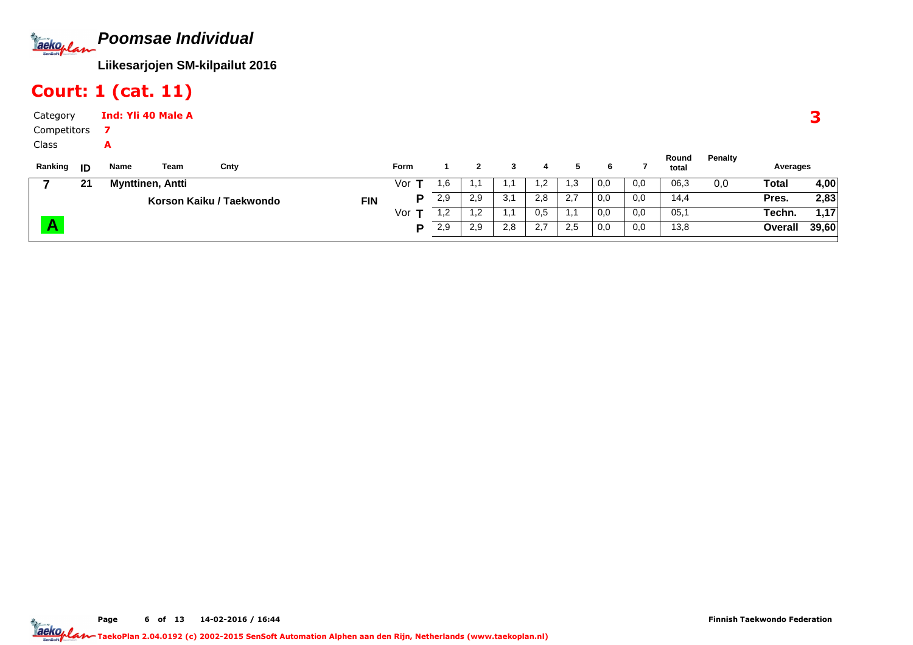# *Poomsae Individual*

**Liikesarjojen SM-kilpailut 2016**

## Court: 1 (cat. 11)

Category **Ind: Yli 40 Male A**

Competitors **7**

Class **A**

**3**

| Ranking | ID | Name | Team | Cnty | Form | | 1 | 2 | 3 | 4 | 5 | 6 | 7 | Round total | Penalty | Averages | |
|---|---|---|---|---|---|---|---|---|---|---|---|---|---|---|---|---|---|
| **7** | **21** | **Mynttinen, Antti** | | | Vor | **T** | 1,6 | 1,1 | 1,1 | 1,2 | 1,3 | 0,0 | 0,0 | 06,3 | 0,0 | **Total** | **4,00** |
| | | | **Korson Kaiku / Taekwondo** | **FIN** | | **P** | 2,9 | 2,9 | 3,1 | 2,8 | 2,7 | 0,0 | 0,0 | 14,4 | | **Pres.** | **2,83** |
| | | | | | Vor | **T** | 1,2 | 1,2 | 1,1 | 0,5 | 1,1 | 0,0 | 0,0 | 05,1 | | **Techn.** | **1,17** |
| **A** | | | | | | **P** | 2,9 | 2,9 | 2,8 | 2,7 | 2,5 | 0,0 | 0,0 | 13,8 | | **Overall** | **39,60** |

Page 6 of 13 14-02-2016 / 16:44

Finnish Taekwondo Federation

TaekoPlan 2.04.0192 (c) 2002-2015 SenSoft Automation Alphen aan den Rijn, Netherlands (www.taekoplan.nl)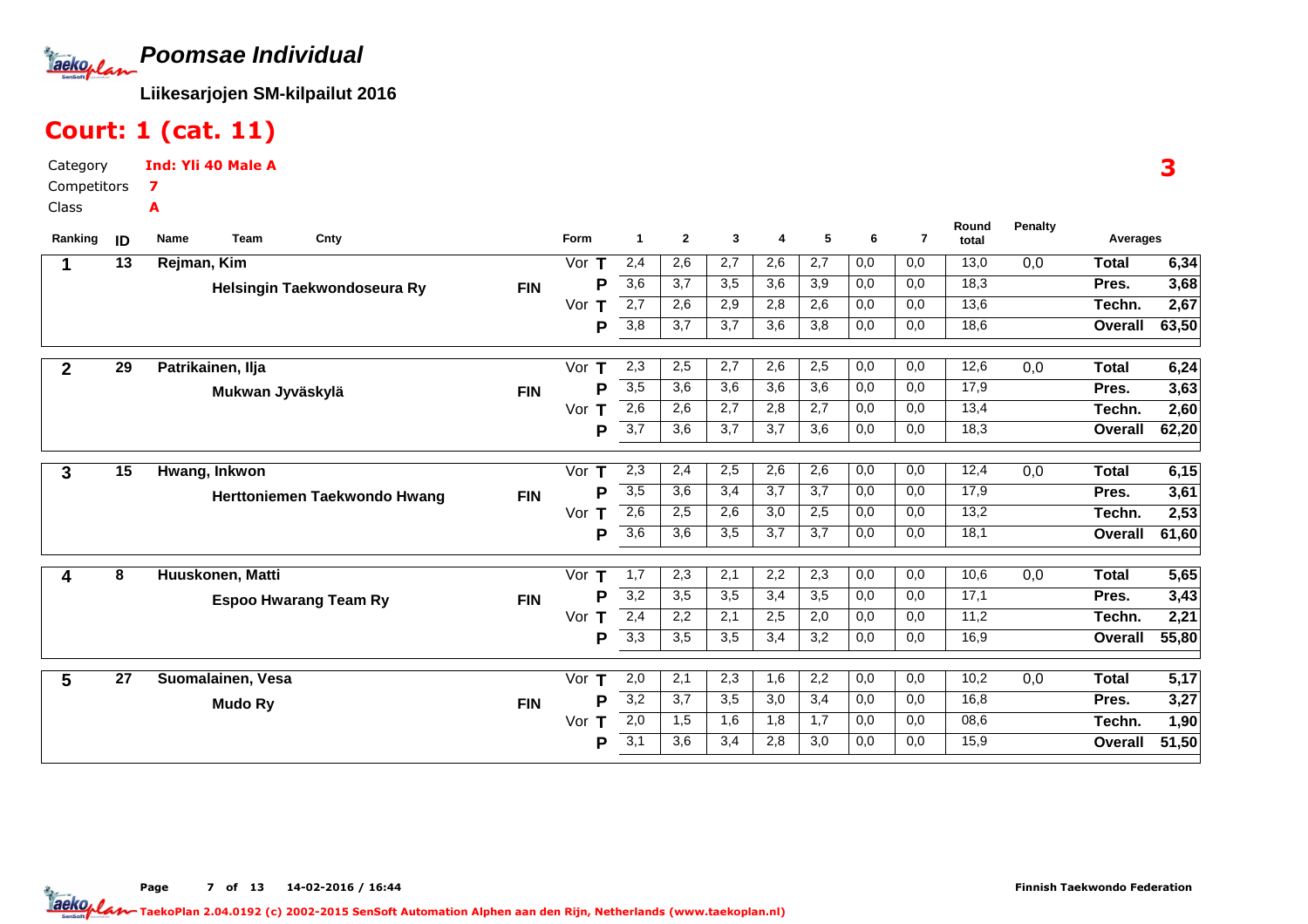# *Poomsae Individual*

**Liikesarjojen SM-kilpailut 2016**

## Court: 1 (cat. 11)

Category **Ind: Yli 40 Male A**

Competitors **7**

Class **A**

**3**

| Ranking | ID | Name / Team | Cnty | Form | | 1 | 2 | 3 | 4 | 5 | 6 | 7 | Round total | Penalty | Averages | |
|---|---|---|---|---|---|---|---|---|---|---|---|---|---|---|---|---|
| 1 | 13 | Rejman, Kim | | Vor | T | 2,4 | 2,6 | 2,7 | 2,6 | 2,7 | 0,0 | 0,0 | 13,0 | 0,0 | Total | 6,34 |
| | | Helsingin Taekwondoseura Ry | FIN | | P | 3,6 | 3,7 | 3,5 | 3,6 | 3,9 | 0,0 | 0,0 | 18,3 | | Pres. | 3,68 |
| | | | | Vor | T | 2,7 | 2,6 | 2,9 | 2,8 | 2,6 | 0,0 | 0,0 | 13,6 | | Techn. | 2,67 |
| | | | | | P | 3,8 | 3,7 | 3,7 | 3,6 | 3,8 | 0,0 | 0,0 | 18,6 | | Overall | 63,50 |
| 2 | 29 | Patrikainen, Ilja | | Vor | T | 2,3 | 2,5 | 2,7 | 2,6 | 2,5 | 0,0 | 0,0 | 12,6 | 0,0 | Total | 6,24 |
| | | Mukwan Jyväskylä | FIN | | P | 3,5 | 3,6 | 3,6 | 3,6 | 3,6 | 0,0 | 0,0 | 17,9 | | Pres. | 3,63 |
| | | | | Vor | T | 2,6 | 2,6 | 2,7 | 2,8 | 2,7 | 0,0 | 0,0 | 13,4 | | Techn. | 2,60 |
| | | | | | P | 3,7 | 3,6 | 3,7 | 3,7 | 3,6 | 0,0 | 0,0 | 18,3 | | Overall | 62,20 |
| 3 | 15 | Hwang, Inkwon | | Vor | T | 2,3 | 2,4 | 2,5 | 2,6 | 2,6 | 0,0 | 0,0 | 12,4 | 0,0 | Total | 6,15 |
| | | Herttoniemen Taekwondo Hwang | FIN | | P | 3,5 | 3,6 | 3,4 | 3,7 | 3,7 | 0,0 | 0,0 | 17,9 | | Pres. | 3,61 |
| | | | | Vor | T | 2,6 | 2,5 | 2,6 | 3,0 | 2,5 | 0,0 | 0,0 | 13,2 | | Techn. | 2,53 |
| | | | | | P | 3,6 | 3,6 | 3,5 | 3,7 | 3,7 | 0,0 | 0,0 | 18,1 | | Overall | 61,60 |
| 4 | 8 | Huuskonen, Matti | | Vor | T | 1,7 | 2,3 | 2,1 | 2,2 | 2,3 | 0,0 | 0,0 | 10,6 | 0,0 | Total | 5,65 |
| | | Espoo Hwarang Team Ry | FIN | | P | 3,2 | 3,5 | 3,5 | 3,4 | 3,5 | 0,0 | 0,0 | 17,1 | | Pres. | 3,43 |
| | | | | Vor | T | 2,4 | 2,2 | 2,1 | 2,5 | 2,0 | 0,0 | 0,0 | 11,2 | | Techn. | 2,21 |
| | | | | | P | 3,3 | 3,5 | 3,5 | 3,4 | 3,2 | 0,0 | 0,0 | 16,9 | | Overall | 55,80 |
| 5 | 27 | Suomalainen, Vesa | | Vor | T | 2,0 | 2,1 | 2,3 | 1,6 | 2,2 | 0,0 | 0,0 | 10,2 | 0,0 | Total | 5,17 |
| | | Mudo Ry | FIN | | P | 3,2 | 3,7 | 3,5 | 3,0 | 3,4 | 0,0 | 0,0 | 16,8 | | Pres. | 3,27 |
| | | | | Vor | T | 2,0 | 1,5 | 1,6 | 1,8 | 1,7 | 0,0 | 0,0 | 08,6 | | Techn. | 1,90 |
| | | | | | P | 3,1 | 3,6 | 3,4 | 2,8 | 3,0 | 0,0 | 0,0 | 15,9 | | Overall | 51,50 |

Page 7 of 13 14-02-2016 / 16:44 Finnish Taekwondo Federation

TaekoPlan 2.04.0192 (c) 2002-2015 SenSoft Automation Alphen aan den Rijn, Netherlands (www.taekoplan.nl)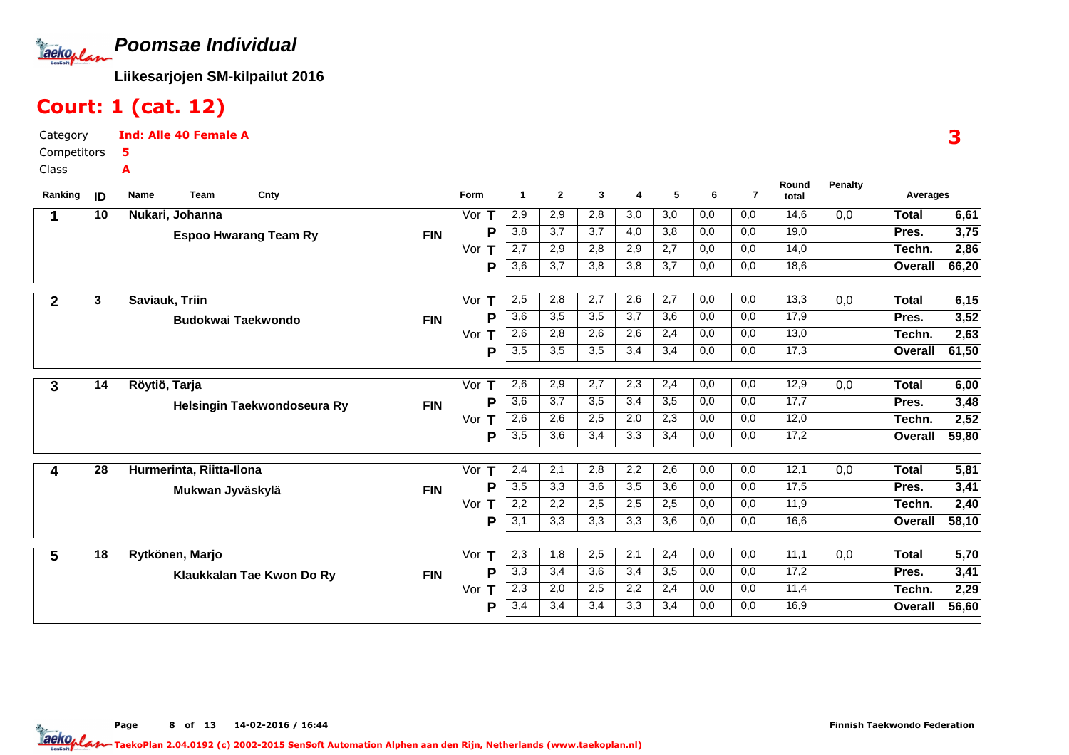# Poomsae Individual

**Liikesarjojen SM-kilpailut 2016**

## Court: 1 (cat. 12)

Category **Ind: Alle 40 Female A**

Competitors **5**

Class **A**

**3**

| Ranking | ID | Name / Team | Cnty | Form | | 1 | 2 | 3 | 4 | 5 | 6 | 7 | Round total | Penalty | Averages | |
|---|---|---|---|---|---|---|---|---|---|---|---|---|---|---|---|---|
| 1 | 10 | Nukari, Johanna | | Vor | T | 2,9 | 2,9 | 2,8 | 3,0 | 3,0 | 0,0 | 0,0 | 14,6 | 0,0 | Total | 6,61 |
| | | Espoo Hwarang Team Ry | FIN | | P | 3,8 | 3,7 | 3,7 | 4,0 | 3,8 | 0,0 | 0,0 | 19,0 | | Pres. | 3,75 |
| | | | | Vor | T | 2,7 | 2,9 | 2,8 | 2,9 | 2,7 | 0,0 | 0,0 | 14,0 | | Techn. | 2,86 |
| | | | | | P | 3,6 | 3,7 | 3,8 | 3,8 | 3,7 | 0,0 | 0,0 | 18,6 | | Overall | 66,20 |
| 2 | 3 | Saviauk, Triin | | Vor | T | 2,5 | 2,8 | 2,7 | 2,6 | 2,7 | 0,0 | 0,0 | 13,3 | 0,0 | Total | 6,15 |
| | | Budokwai Taekwondo | FIN | | P | 3,6 | 3,5 | 3,5 | 3,7 | 3,6 | 0,0 | 0,0 | 17,9 | | Pres. | 3,52 |
| | | | | Vor | T | 2,6 | 2,8 | 2,6 | 2,6 | 2,4 | 0,0 | 0,0 | 13,0 | | Techn. | 2,63 |
| | | | | | P | 3,5 | 3,5 | 3,5 | 3,4 | 3,4 | 0,0 | 0,0 | 17,3 | | Overall | 61,50 |
| 3 | 14 | Röytiö, Tarja | | Vor | T | 2,6 | 2,9 | 2,7 | 2,3 | 2,4 | 0,0 | 0,0 | 12,9 | 0,0 | Total | 6,00 |
| | | Helsingin Taekwondoseura Ry | FIN | | P | 3,6 | 3,7 | 3,5 | 3,4 | 3,5 | 0,0 | 0,0 | 17,7 | | Pres. | 3,48 |
| | | | | Vor | T | 2,6 | 2,6 | 2,5 | 2,0 | 2,3 | 0,0 | 0,0 | 12,0 | | Techn. | 2,52 |
| | | | | | P | 3,5 | 3,6 | 3,4 | 3,3 | 3,4 | 0,0 | 0,0 | 17,2 | | Overall | 59,80 |
| 4 | 28 | Hurmerinta, Riitta-Ilona | | Vor | T | 2,4 | 2,1 | 2,8 | 2,2 | 2,6 | 0,0 | 0,0 | 12,1 | 0,0 | Total | 5,81 |
| | | Mukwan Jyväskylä | FIN | | P | 3,5 | 3,3 | 3,6 | 3,5 | 3,6 | 0,0 | 0,0 | 17,5 | | Pres. | 3,41 |
| | | | | Vor | T | 2,2 | 2,2 | 2,5 | 2,5 | 2,5 | 0,0 | 0,0 | 11,9 | | Techn. | 2,40 |
| | | | | | P | 3,1 | 3,3 | 3,3 | 3,3 | 3,6 | 0,0 | 0,0 | 16,6 | | Overall | 58,10 |
| 5 | 18 | Rytkönen, Marjo | | Vor | T | 2,3 | 1,8 | 2,5 | 2,1 | 2,4 | 0,0 | 0,0 | 11,1 | 0,0 | Total | 5,70 |
| | | Klaukkalan Tae Kwon Do Ry | FIN | | P | 3,3 | 3,4 | 3,6 | 3,4 | 3,5 | 0,0 | 0,0 | 17,2 | | Pres. | 3,41 |
| | | | | Vor | T | 2,3 | 2,0 | 2,5 | 2,2 | 2,4 | 0,0 | 0,0 | 11,4 | | Techn. | 2,29 |
| | | | | | P | 3,4 | 3,4 | 3,4 | 3,3 | 3,4 | 0,0 | 0,0 | 16,9 | | Overall | 56,60 |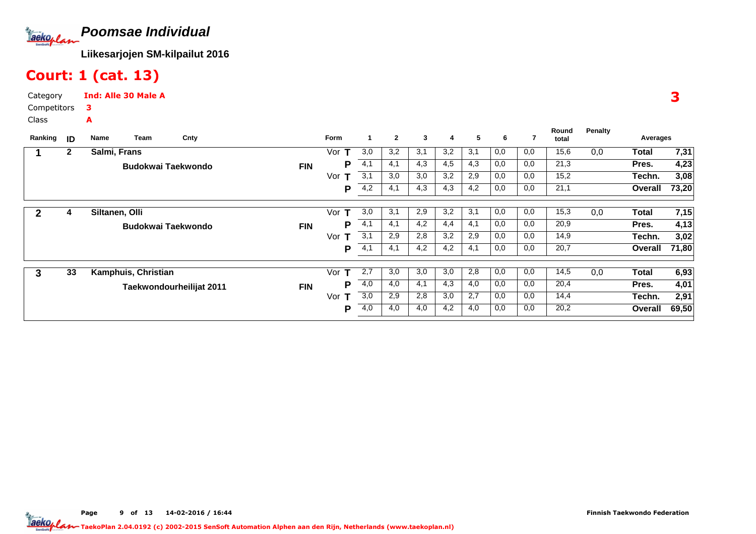# Poomsae Individual

**Liikesarjojen SM-kilpailut 2016**

## Court: 1 (cat. 13)

Category **Ind: Alle 30 Male A**

Competitors **3**

Class **A**

**3**

| Ranking | ID | Name / Team | Cnty | Form | | 1 | 2 | 3 | 4 | 5 | 6 | 7 | Round total | Penalty | Averages | |
|---|---|---|---|---|---|---|---|---|---|---|---|---|---|---|---|---|
| 1 | 2 | Salmi, Frans | | Vor | T | 3,0 | 3,2 | 3,1 | 3,2 | 3,1 | 0,0 | 0,0 | 15,6 | 0,0 | Total | 7,31 |
| | | Budokwai Taekwondo | FIN | | P | 4,1 | 4,1 | 4,3 | 4,5 | 4,3 | 0,0 | 0,0 | 21,3 | | Pres. | 4,23 |
| | | | | Vor | T | 3,1 | 3,0 | 3,0 | 3,2 | 2,9 | 0,0 | 0,0 | 15,2 | | Techn. | 3,08 |
| | | | | | P | 4,2 | 4,1 | 4,3 | 4,3 | 4,2 | 0,0 | 0,0 | 21,1 | | Overall | 73,20 |
| 2 | 4 | Siltanen, Olli | | Vor | T | 3,0 | 3,1 | 2,9 | 3,2 | 3,1 | 0,0 | 0,0 | 15,3 | 0,0 | Total | 7,15 |
| | | Budokwai Taekwondo | FIN | | P | 4,1 | 4,1 | 4,2 | 4,4 | 4,1 | 0,0 | 0,0 | 20,9 | | Pres. | 4,13 |
| | | | | Vor | T | 3,1 | 2,9 | 2,8 | 3,2 | 2,9 | 0,0 | 0,0 | 14,9 | | Techn. | 3,02 |
| | | | | | P | 4,1 | 4,1 | 4,2 | 4,2 | 4,1 | 0,0 | 0,0 | 20,7 | | Overall | 71,80 |
| 3 | 33 | Kamphuis, Christian | | Vor | T | 2,7 | 3,0 | 3,0 | 3,0 | 2,8 | 0,0 | 0,0 | 14,5 | 0,0 | Total | 6,93 |
| | | Taekwondourheilijat 2011 | FIN | | P | 4,0 | 4,0 | 4,1 | 4,3 | 4,0 | 0,0 | 0,0 | 20,4 | | Pres. | 4,01 |
| | | | | Vor | T | 3,0 | 2,9 | 2,8 | 3,0 | 2,7 | 0,0 | 0,0 | 14,4 | | Techn. | 2,91 |
| | | | | | P | 4,0 | 4,0 | 4,0 | 4,2 | 4,0 | 0,0 | 0,0 | 20,2 | | Overall | 69,50 |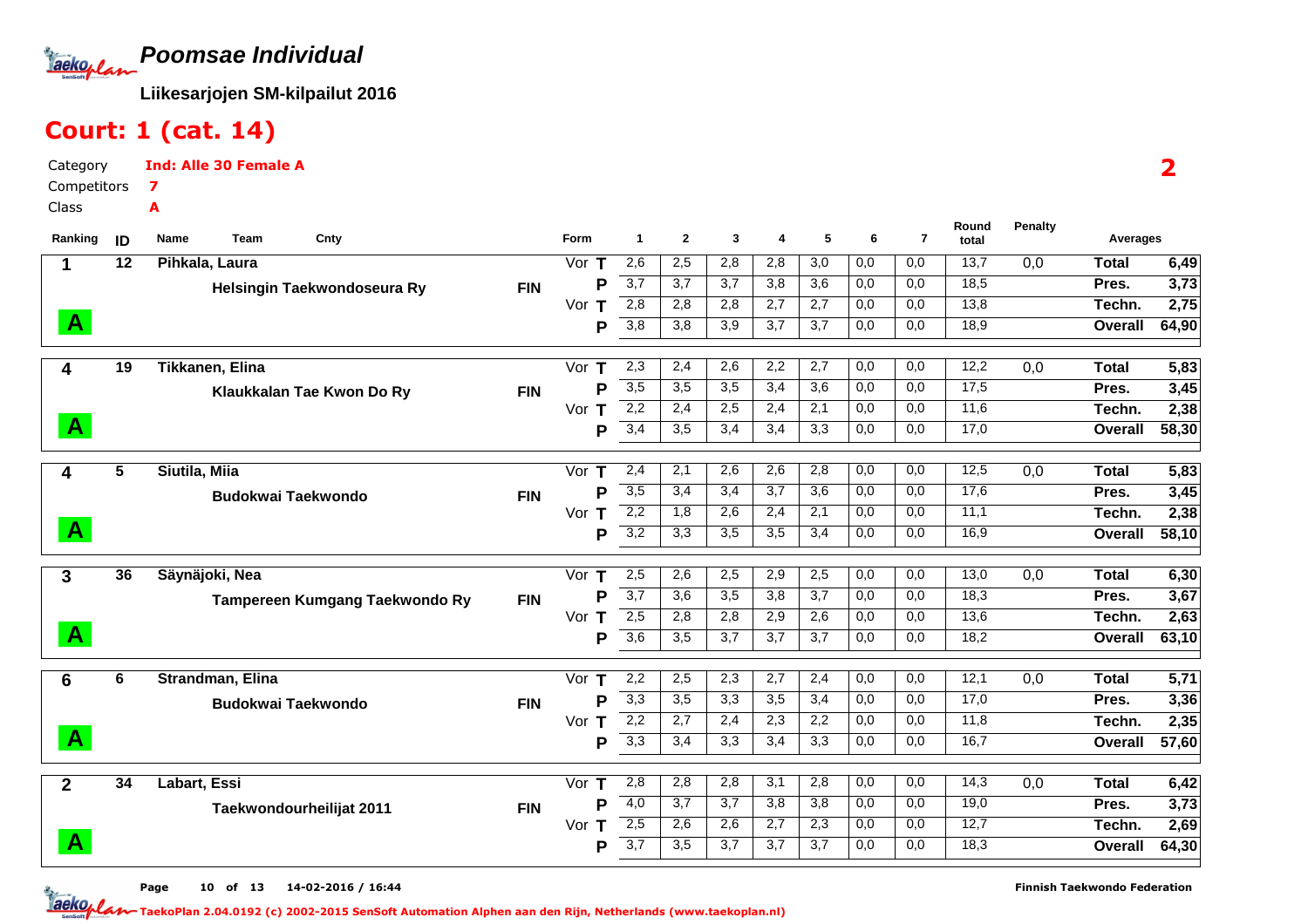# Poomsae Individual

**Liikesarjojen SM-kilpailut 2016**

## Court: 1 (cat. 14)

Category: **Ind: Alle 30 Female A**
Competitors: **7**
Class: **A**

**2**

| Ranking | ID | Name / Team | Cnty | Form | | 1 | 2 | 3 | 4 | 5 | 6 | 7 | Round total | Penalty | Averages | |
|---|---|---|---|---|---|---|---|---|---|---|---|---|---|---|---|---|
| 1 | 12 | Pihkala, Laura | | Vor | T | 2,6 | 2,5 | 2,8 | 2,8 | 3,0 | 0,0 | 0,0 | 13,7 | 0,0 | Total | 6,49 |
| | | Helsingin Taekwondoseura Ry | FIN | | P | 3,7 | 3,7 | 3,7 | 3,8 | 3,6 | 0,0 | 0,0 | 18,5 | | Pres. | 3,73 |
| | | | | Vor | T | 2,8 | 2,8 | 2,8 | 2,7 | 2,7 | 0,0 | 0,0 | 13,8 | | Techn. | 2,75 |
| A | | | | | P | 3,8 | 3,8 | 3,9 | 3,7 | 3,7 | 0,0 | 0,0 | 18,9 | | Overall | 64,90 |
| 4 | 19 | Tikkanen, Elina | | Vor | T | 2,3 | 2,4 | 2,6 | 2,2 | 2,7 | 0,0 | 0,0 | 12,2 | 0,0 | Total | 5,83 |
| | | Klaukkalan Tae Kwon Do Ry | FIN | | P | 3,5 | 3,5 | 3,5 | 3,4 | 3,6 | 0,0 | 0,0 | 17,5 | | Pres. | 3,45 |
| | | | | Vor | T | 2,2 | 2,4 | 2,5 | 2,4 | 2,1 | 0,0 | 0,0 | 11,6 | | Techn. | 2,38 |
| A | | | | | P | 3,4 | 3,5 | 3,4 | 3,4 | 3,3 | 0,0 | 0,0 | 17,0 | | Overall | 58,30 |
| 4 | 5 | Siutila, Miia | | Vor | T | 2,4 | 2,1 | 2,6 | 2,6 | 2,8 | 0,0 | 0,0 | 12,5 | 0,0 | Total | 5,83 |
| | | Budokwai Taekwondo | FIN | | P | 3,5 | 3,4 | 3,4 | 3,7 | 3,6 | 0,0 | 0,0 | 17,6 | | Pres. | 3,45 |
| | | | | Vor | T | 2,2 | 1,8 | 2,6 | 2,4 | 2,1 | 0,0 | 0,0 | 11,1 | | Techn. | 2,38 |
| A | | | | | P | 3,2 | 3,3 | 3,5 | 3,5 | 3,4 | 0,0 | 0,0 | 16,9 | | Overall | 58,10 |
| 3 | 36 | Säynäjoki, Nea | | Vor | T | 2,5 | 2,6 | 2,5 | 2,9 | 2,5 | 0,0 | 0,0 | 13,0 | 0,0 | Total | 6,30 |
| | | Tampereen Kumgang Taekwondo Ry | FIN | | P | 3,7 | 3,6 | 3,5 | 3,8 | 3,7 | 0,0 | 0,0 | 18,3 | | Pres. | 3,67 |
| | | | | Vor | T | 2,5 | 2,8 | 2,8 | 2,9 | 2,6 | 0,0 | 0,0 | 13,6 | | Techn. | 2,63 |
| A | | | | | P | 3,6 | 3,5 | 3,7 | 3,7 | 3,7 | 0,0 | 0,0 | 18,2 | | Overall | 63,10 |
| 6 | 6 | Strandman, Elina | | Vor | T | 2,2 | 2,5 | 2,3 | 2,7 | 2,4 | 0,0 | 0,0 | 12,1 | 0,0 | Total | 5,71 |
| | | Budokwai Taekwondo | FIN | | P | 3,3 | 3,5 | 3,3 | 3,5 | 3,4 | 0,0 | 0,0 | 17,0 | | Pres. | 3,36 |
| | | | | Vor | T | 2,2 | 2,7 | 2,4 | 2,3 | 2,2 | 0,0 | 0,0 | 11,8 | | Techn. | 2,35 |
| A | | | | | P | 3,3 | 3,4 | 3,3 | 3,4 | 3,3 | 0,0 | 0,0 | 16,7 | | Overall | 57,60 |
| 2 | 34 | Labart, Essi | | Vor | T | 2,8 | 2,8 | 2,8 | 3,1 | 2,8 | 0,0 | 0,0 | 14,3 | 0,0 | Total | 6,42 |
| | | Taekwondourheilijat 2011 | FIN | | P | 4,0 | 3,7 | 3,7 | 3,8 | 3,8 | 0,0 | 0,0 | 19,0 | | Pres. | 3,73 |
| | | | | Vor | T | 2,5 | 2,6 | 2,6 | 2,7 | 2,3 | 0,0 | 0,0 | 12,7 | | Techn. | 2,69 |
| A | | | | | P | 3,7 | 3,5 | 3,7 | 3,7 | 3,7 | 0,0 | 0,0 | 18,3 | | Overall | 64,30 |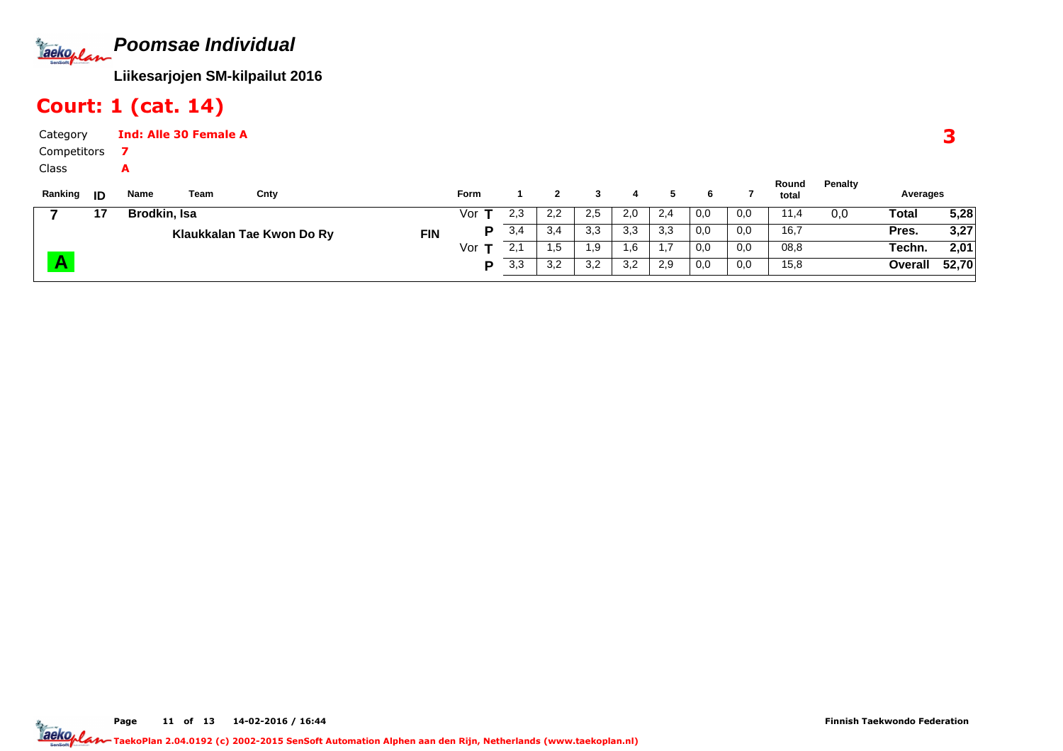# Poomsae Individual

**Liikesarjojen SM-kilpailut 2016**

## Court: 1 (cat. 14)

Category **Ind: Alle 30 Female A**

Competitors **7**

Class **A**

**3**

| Ranking | ID | Name | Team | Cnty | Form | | 1 | 2 | 3 | 4 | 5 | 6 | 7 | Round total | Penalty | Averages | |
|---|---|---|---|---|---|---|---|---|---|---|---|---|---|---|---|---|---|
| 7 | 17 | Brodkin, Isa | | | Vor | T | 2,3 | 2,2 | 2,5 | 2,0 | 2,4 | 0,0 | 0,0 | 11,4 | 0,0 | Total | 5,28 |
| | | | Klaukkalan Tae Kwon Do Ry | FIN | | P | 3,4 | 3,4 | 3,3 | 3,3 | 3,3 | 0,0 | 0,0 | 16,7 | | Pres. | 3,27 |
| | | | | | Vor | T | 2,1 | 1,5 | 1,9 | 1,6 | 1,7 | 0,0 | 0,0 | 08,8 | | Techn. | 2,01 |
| A | | | | | | P | 3,3 | 3,2 | 3,2 | 3,2 | 2,9 | 0,0 | 0,0 | 15,8 | | Overall | 52,70 |

Finnish Taekwondo Federation

TaekoPlan 2.04.0192 (c) 2002-2015 SenSoft Automation Alphen aan den Rijn, Netherlands (www.taekoplan.nl)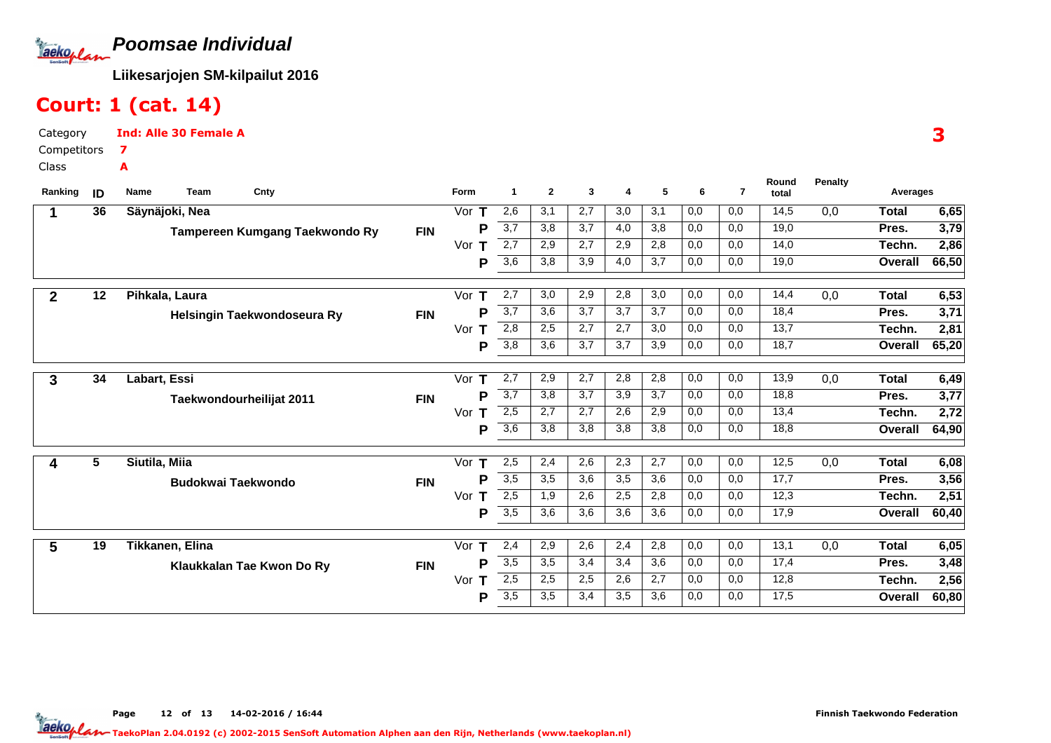# Poomsae Individual

**Liikesarjojen SM-kilpailut 2016**

## Court: 1 (cat. 14)

Category: **Ind: Alle 30 Female A**
Competitors: **7**
Class: **A**

**3**

| Ranking | ID | Name / Team | Cnty | Form | | 1 | 2 | 3 | 4 | 5 | 6 | 7 | Round total | Penalty | Averages | |
|---|---|---|---|---|---|---|---|---|---|---|---|---|---|---|---|---|
| 1 | 36 | Säynäjoki, Nea | | Vor | T | 2,6 | 3,1 | 2,7 | 3,0 | 3,1 | 0,0 | 0,0 | 14,5 | 0,0 | Total | 6,65 |
| | | Tampereen Kumgang Taekwondo Ry | FIN | | P | 3,7 | 3,8 | 3,7 | 4,0 | 3,8 | 0,0 | 0,0 | 19,0 | | Pres. | 3,79 |
| | | | | Vor | T | 2,7 | 2,9 | 2,7 | 2,9 | 2,8 | 0,0 | 0,0 | 14,0 | | Techn. | 2,86 |
| | | | | | P | 3,6 | 3,8 | 3,9 | 4,0 | 3,7 | 0,0 | 0,0 | 19,0 | | Overall | 66,50 |
| 2 | 12 | Pihkala, Laura | | Vor | T | 2,7 | 3,0 | 2,9 | 2,8 | 3,0 | 0,0 | 0,0 | 14,4 | 0,0 | Total | 6,53 |
| | | Helsingin Taekwondoseura Ry | FIN | | P | 3,7 | 3,6 | 3,7 | 3,7 | 3,7 | 0,0 | 0,0 | 18,4 | | Pres. | 3,71 |
| | | | | Vor | T | 2,8 | 2,5 | 2,7 | 2,7 | 3,0 | 0,0 | 0,0 | 13,7 | | Techn. | 2,81 |
| | | | | | P | 3,8 | 3,6 | 3,7 | 3,7 | 3,9 | 0,0 | 0,0 | 18,7 | | Overall | 65,20 |
| 3 | 34 | Labart, Essi | | Vor | T | 2,7 | 2,9 | 2,7 | 2,8 | 2,8 | 0,0 | 0,0 | 13,9 | 0,0 | Total | 6,49 |
| | | Taekwondourheilijat 2011 | FIN | | P | 3,7 | 3,8 | 3,7 | 3,9 | 3,7 | 0,0 | 0,0 | 18,8 | | Pres. | 3,77 |
| | | | | Vor | T | 2,5 | 2,7 | 2,7 | 2,6 | 2,9 | 0,0 | 0,0 | 13,4 | | Techn. | 2,72 |
| | | | | | P | 3,6 | 3,8 | 3,8 | 3,8 | 3,8 | 0,0 | 0,0 | 18,8 | | Overall | 64,90 |
| 4 | 5 | Siutila, Miia | | Vor | T | 2,5 | 2,4 | 2,6 | 2,3 | 2,7 | 0,0 | 0,0 | 12,5 | 0,0 | Total | 6,08 |
| | | Budokwai Taekwondo | FIN | | P | 3,5 | 3,5 | 3,6 | 3,5 | 3,6 | 0,0 | 0,0 | 17,7 | | Pres. | 3,56 |
| | | | | Vor | T | 2,5 | 1,9 | 2,6 | 2,5 | 2,8 | 0,0 | 0,0 | 12,3 | | Techn. | 2,51 |
| | | | | | P | 3,5 | 3,6 | 3,6 | 3,6 | 3,6 | 0,0 | 0,0 | 17,9 | | Overall | 60,40 |
| 5 | 19 | Tikkanen, Elina | | Vor | T | 2,4 | 2,9 | 2,6 | 2,4 | 2,8 | 0,0 | 0,0 | 13,1 | 0,0 | Total | 6,05 |
| | | Klaukkalan Tae Kwon Do Ry | FIN | | P | 3,5 | 3,5 | 3,4 | 3,4 | 3,6 | 0,0 | 0,0 | 17,4 | | Pres. | 3,48 |
| | | | | Vor | T | 2,5 | 2,5 | 2,5 | 2,6 | 2,7 | 0,0 | 0,0 | 12,8 | | Techn. | 2,56 |
| | | | | | P | 3,5 | 3,5 | 3,4 | 3,5 | 3,6 | 0,0 | 0,0 | 17,5 | | Overall | 60,80 |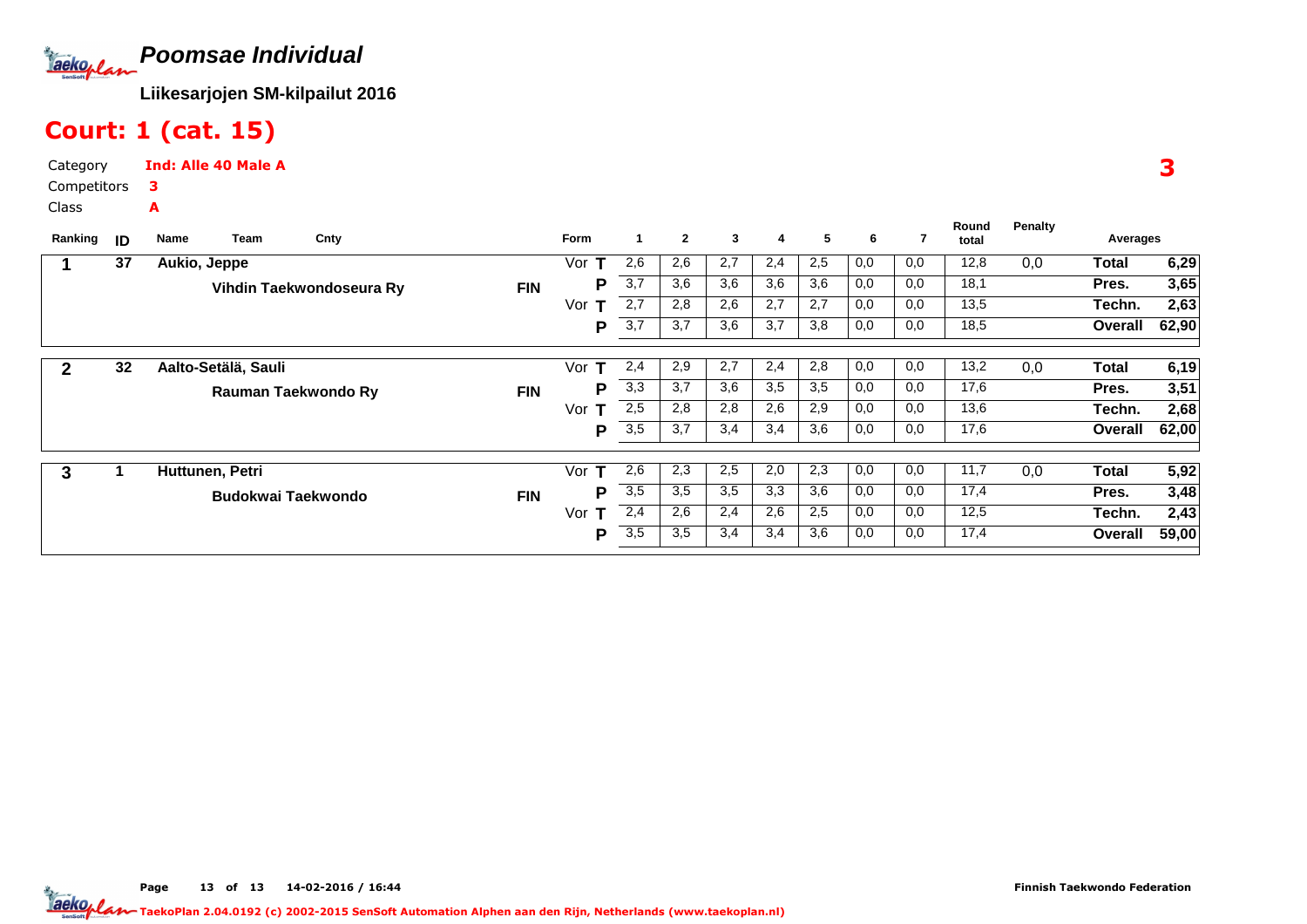# Poomsae Individual

**Liikesarjojen SM-kilpailut 2016**

## Court: 1 (cat. 15)

Category **Ind: Alle 40 Male A**

Competitors **3**

Class **A**

**3**

| Ranking | ID | Name / Team | Cnty | Form | | 1 | 2 | 3 | 4 | 5 | 6 | 7 | Round total | Penalty | Averages | |
|---|---|---|---|---|---|---|---|---|---|---|---|---|---|---|---|---|
| 1 | 37 | Aukio, Jeppe | | Vor | T | 2,6 | 2,6 | 2,7 | 2,4 | 2,5 | 0,0 | 0,0 | 12,8 | 0,0 | Total | 6,29 |
| | | Vihdin Taekwondoseura Ry | FIN | | P | 3,7 | 3,6 | 3,6 | 3,6 | 3,6 | 0,0 | 0,0 | 18,1 | | Pres. | 3,65 |
| | | | | Vor | T | 2,7 | 2,8 | 2,6 | 2,7 | 2,7 | 0,0 | 0,0 | 13,5 | | Techn. | 2,63 |
| | | | | | P | 3,7 | 3,7 | 3,6 | 3,7 | 3,8 | 0,0 | 0,0 | 18,5 | | Overall | 62,90 |
| 2 | 32 | Aalto-Setälä, Sauli | | Vor | T | 2,4 | 2,9 | 2,7 | 2,4 | 2,8 | 0,0 | 0,0 | 13,2 | 0,0 | Total | 6,19 |
| | | Rauman Taekwondo Ry | FIN | | P | 3,3 | 3,7 | 3,6 | 3,5 | 3,5 | 0,0 | 0,0 | 17,6 | | Pres. | 3,51 |
| | | | | Vor | T | 2,5 | 2,8 | 2,8 | 2,6 | 2,9 | 0,0 | 0,0 | 13,6 | | Techn. | 2,68 |
| | | | | | P | 3,5 | 3,7 | 3,4 | 3,4 | 3,6 | 0,0 | 0,0 | 17,6 | | Overall | 62,00 |
| 3 | 1 | Huttunen, Petri | | Vor | T | 2,6 | 2,3 | 2,5 | 2,0 | 2,3 | 0,0 | 0,0 | 11,7 | 0,0 | Total | 5,92 |
| | | Budokwai Taekwondo | FIN | | P | 3,5 | 3,5 | 3,5 | 3,3 | 3,6 | 0,0 | 0,0 | 17,4 | | Pres. | 3,48 |
| | | | | Vor | T | 2,4 | 2,6 | 2,4 | 2,6 | 2,5 | 0,0 | 0,0 | 12,5 | | Techn. | 2,43 |
| | | | | | P | 3,5 | 3,5 | 3,4 | 3,4 | 3,6 | 0,0 | 0,0 | 17,4 | | Overall | 59,00 |

14-02-2016 / 16:44 — Finnish Taekwondo Federation

TaekoPlan 2.04.0192 (c) 2002-2015 SenSoft Automation Alphen aan den Rijn, Netherlands (www.taekoplan.nl)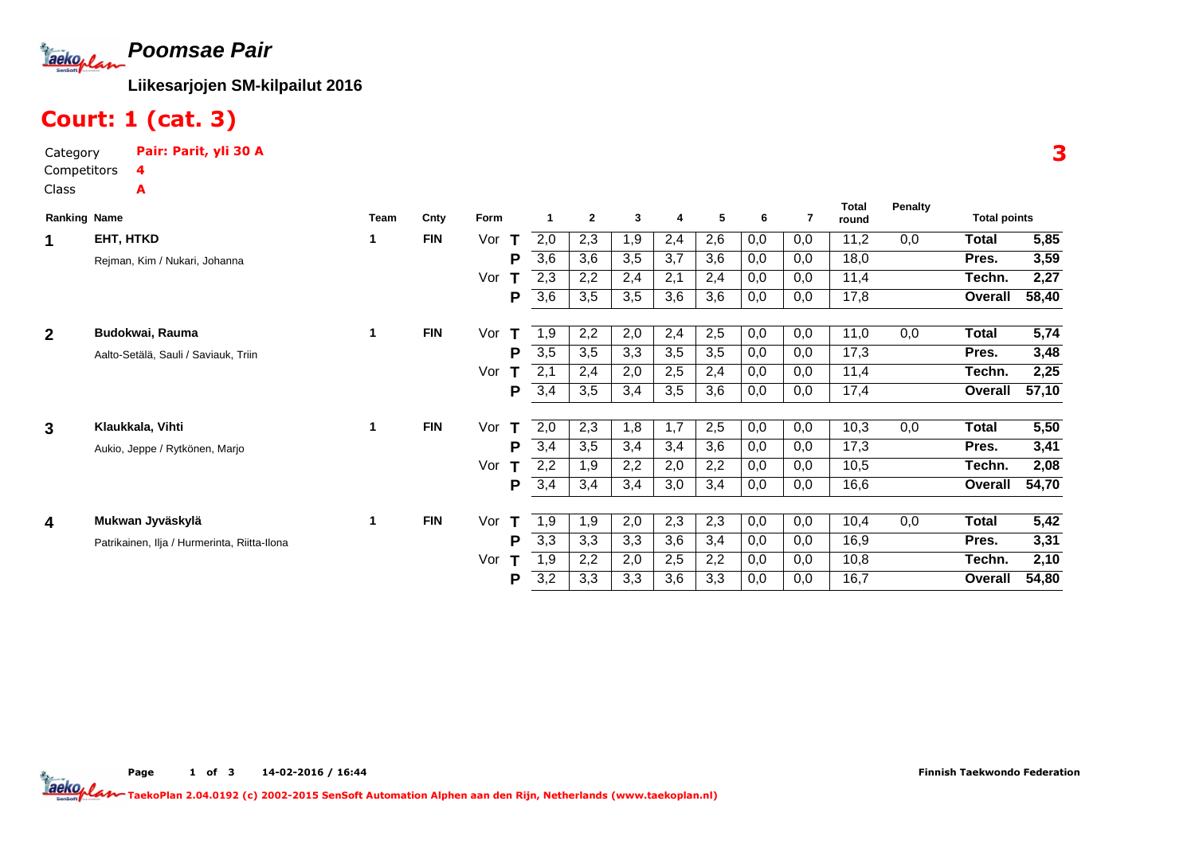# Poomsae Pair

**Liikesarjojen SM-kilpailut 2016**

## Court: 1 (cat. 3)

Category **Pair: Parit, yli 30 A**

Competitors **4**

Class **A**

**3**

| Ranking | Name | Team | Cnty | Form | | 1 | 2 | 3 | 4 | 5 | 6 | 7 | Total round | Penalty | Total points | |
|---|---|---|---|---|---|---|---|---|---|---|---|---|---|---|---|---|
| 1 | **EHT, HTKD** | 1 | FIN | Vor | T | 2,0 | 2,3 | 1,9 | 2,4 | 2,6 | 0,0 | 0,0 | 11,2 | 0,0 | **Total** | **5,85** |
| | Rejman, Kim / Nukari, Johanna | | | | P | 3,6 | 3,6 | 3,5 | 3,7 | 3,6 | 0,0 | 0,0 | 18,0 | | **Pres.** | **3,59** |
| | | | | Vor | T | 2,3 | 2,2 | 2,4 | 2,1 | 2,4 | 0,0 | 0,0 | 11,4 | | **Techn.** | **2,27** |
| | | | | | P | 3,6 | 3,5 | 3,5 | 3,6 | 3,6 | 0,0 | 0,0 | 17,8 | | **Overall** | **58,40** |
| 2 | **Budokwai, Rauma** | 1 | FIN | Vor | T | 1,9 | 2,2 | 2,0 | 2,4 | 2,5 | 0,0 | 0,0 | 11,0 | 0,0 | **Total** | **5,74** |
| | Aalto-Setälä, Sauli / Saviauk, Triin | | | | P | 3,5 | 3,5 | 3,3 | 3,5 | 3,5 | 0,0 | 0,0 | 17,3 | | **Pres.** | **3,48** |
| | | | | Vor | T | 2,1 | 2,4 | 2,0 | 2,5 | 2,4 | 0,0 | 0,0 | 11,4 | | **Techn.** | **2,25** |
| | | | | | P | 3,4 | 3,5 | 3,4 | 3,5 | 3,6 | 0,0 | 0,0 | 17,4 | | **Overall** | **57,10** |
| 3 | **Klaukkala, Vihti** | 1 | FIN | Vor | T | 2,0 | 2,3 | 1,8 | 1,7 | 2,5 | 0,0 | 0,0 | 10,3 | 0,0 | **Total** | **5,50** |
| | Aukio, Jeppe / Rytkönen, Marjo | | | | P | 3,4 | 3,5 | 3,4 | 3,4 | 3,6 | 0,0 | 0,0 | 17,3 | | **Pres.** | **3,41** |
| | | | | Vor | T | 2,2 | 1,9 | 2,2 | 2,0 | 2,2 | 0,0 | 0,0 | 10,5 | | **Techn.** | **2,08** |
| | | | | | P | 3,4 | 3,4 | 3,4 | 3,0 | 3,4 | 0,0 | 0,0 | 16,6 | | **Overall** | **54,70** |
| 4 | **Mukwan Jyväskylä** | 1 | FIN | Vor | T | 1,9 | 1,9 | 2,0 | 2,3 | 2,3 | 0,0 | 0,0 | 10,4 | 0,0 | **Total** | **5,42** |
| | Patrikainen, Ilja / Hurmerinta, Riitta-Ilona | | | | P | 3,3 | 3,3 | 3,3 | 3,6 | 3,4 | 0,0 | 0,0 | 16,9 | | **Pres.** | **3,31** |
| | | | | Vor | T | 1,9 | 2,2 | 2,0 | 2,5 | 2,2 | 0,0 | 0,0 | 10,8 | | **Techn.** | **2,10** |
| | | | | | P | 3,2 | 3,3 | 3,3 | 3,6 | 3,3 | 0,0 | 0,0 | 16,7 | | **Overall** | **54,80** |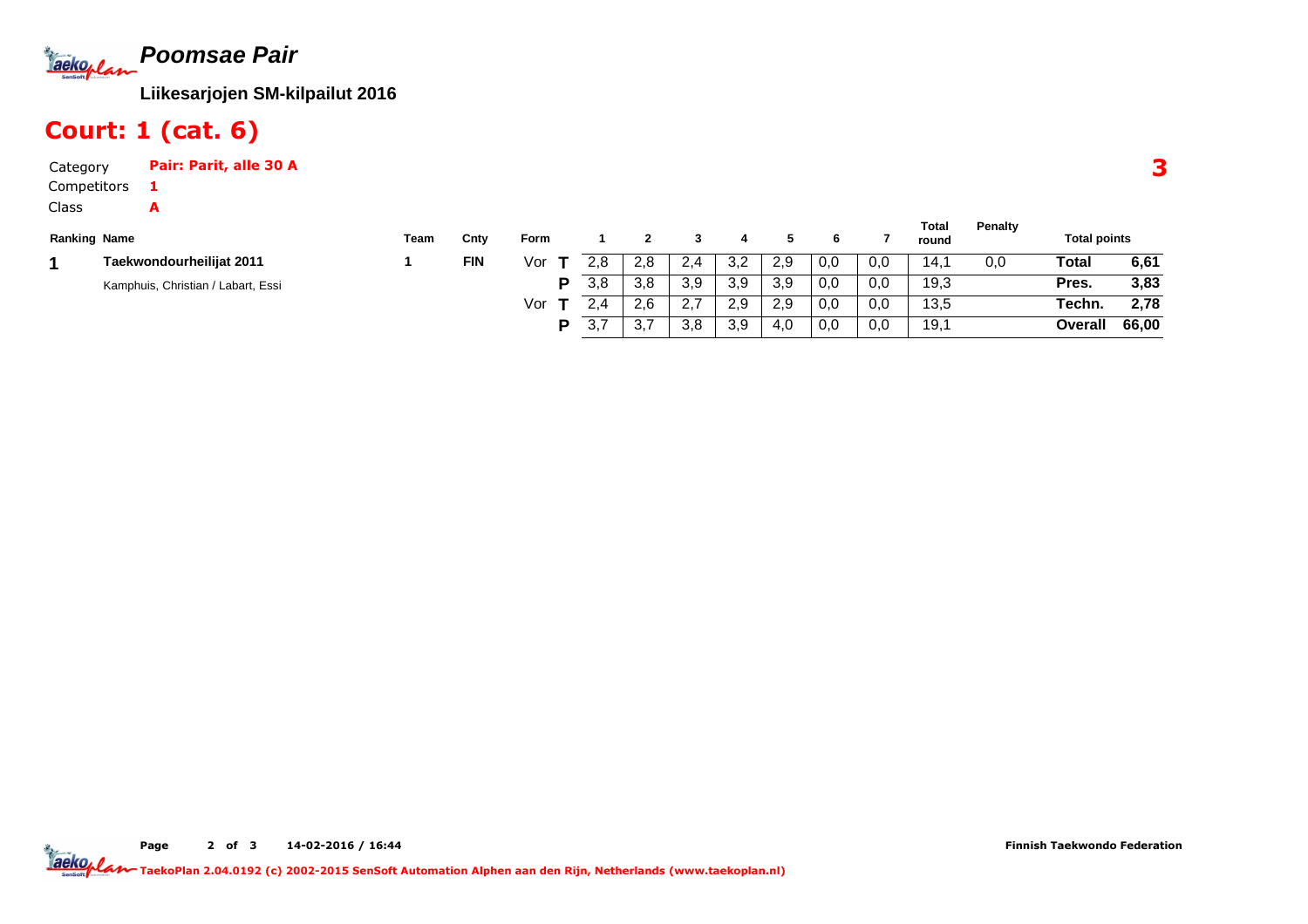# Poomsae Pair

**Liikesarjojen SM-kilpailut 2016**

## Court: 1 (cat. 6)

Category **Pair: Parit, alle 30 A**

Competitors **1**

Class **A**

**3**

| Ranking | Name | Team | Cnty | Form | | 1 | 2 | 3 | 4 | 5 | 6 | 7 | Total round | Penalty | Total points | |
|---|---|---|---|---|---|---|---|---|---|---|---|---|---|---|---|---|
| **1** | **Taekwondourheilijat 2011** | 1 | **FIN** | Vor | **T** | 2,8 | 2,8 | 2,4 | 3,2 | 2,9 | 0,0 | 0,0 | 14,1 | 0,0 | **Total** | **6,61** |
| | Kamphuis, Christian / Labart, Essi | | | | **P** | 3,8 | 3,8 | 3,9 | 3,9 | 3,9 | 0,0 | 0,0 | 19,3 | | **Pres.** | **3,83** |
| | | | | Vor | **T** | 2,4 | 2,6 | 2,7 | 2,9 | 2,9 | 0,0 | 0,0 | 13,5 | | **Techn.** | **2,78** |
| | | | | | **P** | 3,7 | 3,7 | 3,8 | 3,9 | 4,0 | 0,0 | 0,0 | 19,1 | | **Overall** | **66,00** |

14-02-2016 / 16:44

Finnish Taekwondo Federation

TaekoPlan 2.04.0192 (c) 2002-2015 SenSoft Automation Alphen aan den Rijn, Netherlands (www.taekoplan.nl)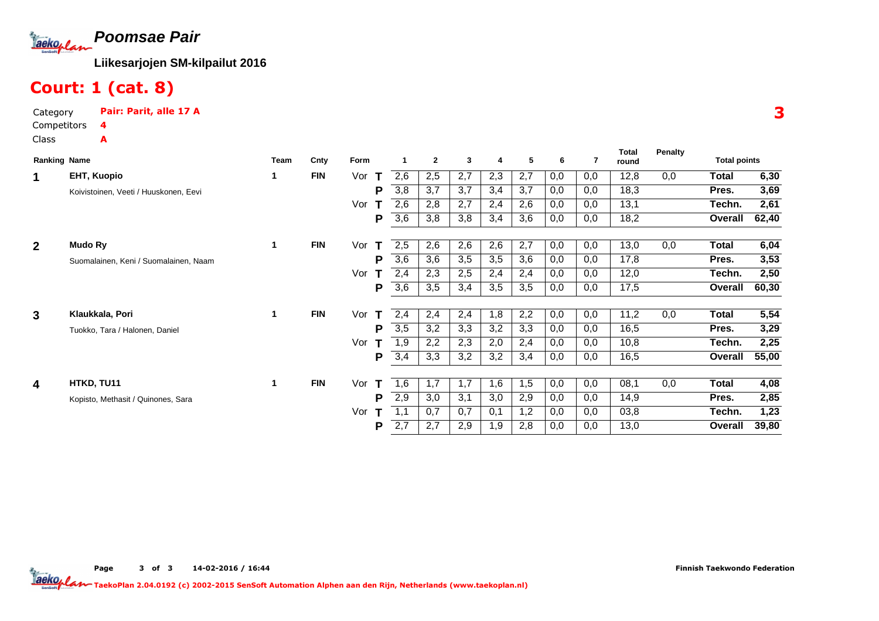# Poomsae Pair

**Liikesarjojen SM-kilpailut 2016**

## Court: 1 (cat. 8)

Category **Pair: Parit, alle 17 A**

Competitors **4**

Class **A**

**3**

| Ranking | Name | Team | Cnty | Form | | 1 | 2 | 3 | 4 | 5 | 6 | 7 | Total round | Penalty | Total points | |
|---|---|---|---|---|---|---|---|---|---|---|---|---|---|---|---|---|
| **1** | **EHT, Kuopio** | 1 | **FIN** | Vor | **T** | 2,6 | 2,5 | 2,7 | 2,3 | 2,7 | 0,0 | 0,0 | 12,8 | 0,0 | **Total** | **6,30** |
| | Koivistoinen, Veeti / Huuskonen, Eevi | | | | **P** | 3,8 | 3,7 | 3,7 | 3,4 | 3,7 | 0,0 | 0,0 | 18,3 | | **Pres.** | **3,69** |
| | | | | Vor | **T** | 2,6 | 2,8 | 2,7 | 2,4 | 2,6 | 0,0 | 0,0 | 13,1 | | **Techn.** | **2,61** |
| | | | | | **P** | 3,6 | 3,8 | 3,8 | 3,4 | 3,6 | 0,0 | 0,0 | 18,2 | | **Overall** | **62,40** |
| **2** | **Mudo Ry** | 1 | **FIN** | Vor | **T** | 2,5 | 2,6 | 2,6 | 2,6 | 2,7 | 0,0 | 0,0 | 13,0 | 0,0 | **Total** | **6,04** |
| | Suomalainen, Keni / Suomalainen, Naam | | | | **P** | 3,6 | 3,6 | 3,5 | 3,5 | 3,6 | 0,0 | 0,0 | 17,8 | | **Pres.** | **3,53** |
| | | | | Vor | **T** | 2,4 | 2,3 | 2,5 | 2,4 | 2,4 | 0,0 | 0,0 | 12,0 | | **Techn.** | **2,50** |
| | | | | | **P** | 3,6 | 3,5 | 3,4 | 3,5 | 3,5 | 0,0 | 0,0 | 17,5 | | **Overall** | **60,30** |
| **3** | **Klaukkala, Pori** | 1 | **FIN** | Vor | **T** | 2,4 | 2,4 | 2,4 | 1,8 | 2,2 | 0,0 | 0,0 | 11,2 | 0,0 | **Total** | **5,54** |
| | Tuokko, Tara / Halonen, Daniel | | | | **P** | 3,5 | 3,2 | 3,3 | 3,2 | 3,3 | 0,0 | 0,0 | 16,5 | | **Pres.** | **3,29** |
| | | | | Vor | **T** | 1,9 | 2,2 | 2,3 | 2,0 | 2,4 | 0,0 | 0,0 | 10,8 | | **Techn.** | **2,25** |
| | | | | | **P** | 3,4 | 3,3 | 3,2 | 3,2 | 3,4 | 0,0 | 0,0 | 16,5 | | **Overall** | **55,00** |
| **4** | **HTKD, TU11** | 1 | **FIN** | Vor | **T** | 1,6 | 1,7 | 1,7 | 1,6 | 1,5 | 0,0 | 0,0 | 08,1 | 0,0 | **Total** | **4,08** |
| | Kopisto, Methasit / Quinones, Sara | | | | **P** | 2,9 | 3,0 | 3,1 | 3,0 | 2,9 | 0,0 | 0,0 | 14,9 | | **Pres.** | **2,85** |
| | | | | Vor | **T** | 1,1 | 0,7 | 0,7 | 0,1 | 1,2 | 0,0 | 0,0 | 03,8 | | **Techn.** | **1,23** |
| | | | | | **P** | 2,7 | 2,7 | 2,9 | 1,9 | 2,8 | 0,0 | 0,0 | 13,0 | | **Overall** | **39,80** |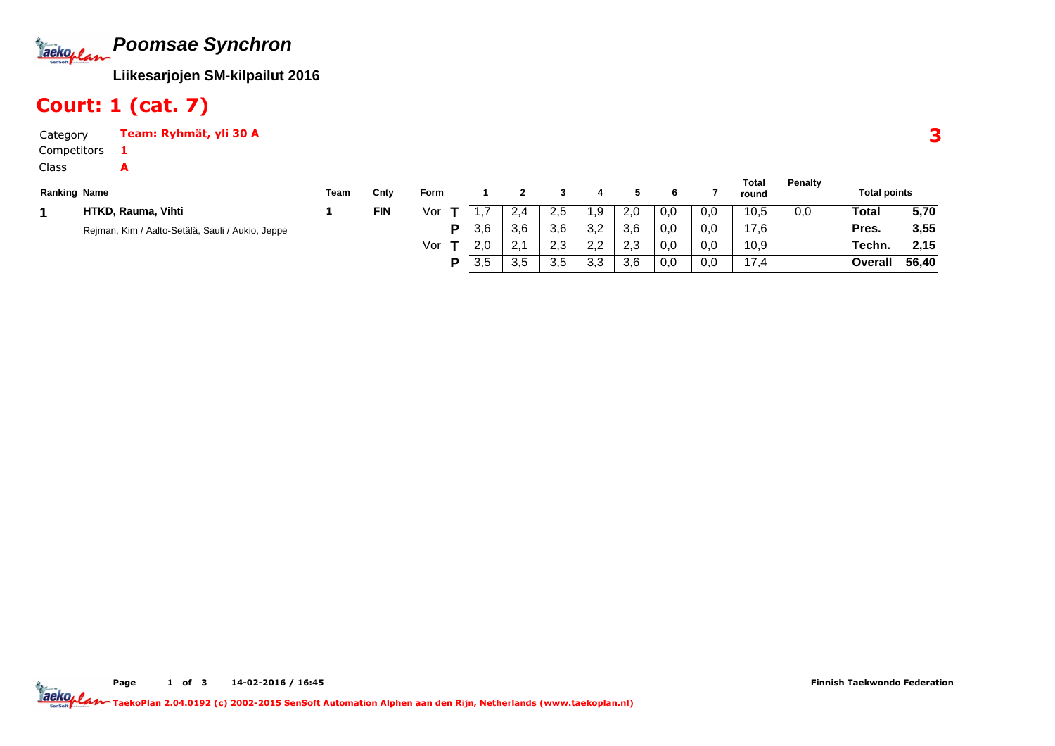# *Poomsae Synchron*

**Liikesarjojen SM-kilpailut 2016**

## Court: 1 (cat. 7)

Category **Team: Ryhmät, yli 30 A**

Competitors **1**

Class **A**

**3**

| Ranking | Name | Team | Cnty | Form | | 1 | 2 | 3 | 4 | 5 | 6 | 7 | Total round | Penalty | Total points | |
|---|---|---|---|---|---|---|---|---|---|---|---|---|---|---|---|---|
| **1** | **HTKD, Rauma, Vihti** | 1 | **FIN** | Vor | **T** | 1,7 | 2,4 | 2,5 | 1,9 | 2,0 | 0,0 | 0,0 | 10,5 | 0,0 | **Total** | **5,70** |
| | Rejman, Kim / Aalto-Setälä, Sauli / Aukio, Jeppe | | | | **P** | 3,6 | 3,6 | 3,6 | 3,2 | 3,6 | 0,0 | 0,0 | 17,6 | | **Pres.** | **3,55** |
| | | | | Vor | **T** | 2,0 | 2,1 | 2,3 | 2,2 | 2,3 | 0,0 | 0,0 | 10,9 | | **Techn.** | **2,15** |
| | | | | | **P** | 3,5 | 3,5 | 3,5 | 3,3 | 3,6 | 0,0 | 0,0 | 17,4 | | **Overall** | **56,40** |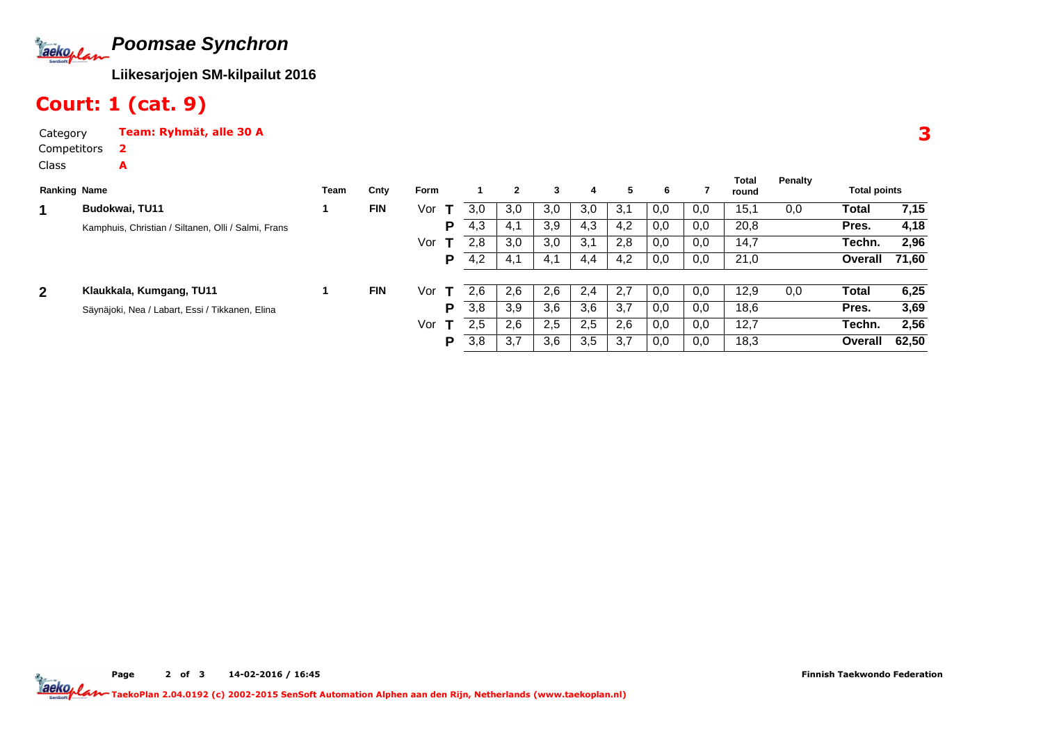# Poomsae Synchron

**Liikesarjojen SM-kilpailut 2016**

## Court: 1 (cat. 9)

Category **Team: Ryhmät, alle 30 A**

Competitors **2**

Class **A**

**3**

| Ranking | Name | Team | Cnty | Form | | 1 | 2 | 3 | 4 | 5 | 6 | 7 | Total round | Penalty | Total points | |
|---|---|---|---|---|---|---|---|---|---|---|---|---|---|---|---|---|
| 1 | Budokwai, TU11 | 1 | FIN | Vor | T | 3,0 | 3,0 | 3,0 | 3,0 | 3,1 | 0,0 | 0,0 | 15,1 | 0,0 | Total | 7,15 |
| | Kamphuis, Christian / Siltanen, Olli / Salmi, Frans | | | | P | 4,3 | 4,1 | 3,9 | 4,3 | 4,2 | 0,0 | 0,0 | 20,8 | | Pres. | 4,18 |
| | | | | Vor | T | 2,8 | 3,0 | 3,0 | 3,1 | 2,8 | 0,0 | 0,0 | 14,7 | | Techn. | 2,96 |
| | | | | | P | 4,2 | 4,1 | 4,1 | 4,4 | 4,2 | 0,0 | 0,0 | 21,0 | | Overall | 71,60 |
| 2 | Klaukkala, Kumgang, TU11 | 1 | FIN | Vor | T | 2,6 | 2,6 | 2,6 | 2,4 | 2,7 | 0,0 | 0,0 | 12,9 | 0,0 | Total | 6,25 |
| | Säynäjoki, Nea / Labart, Essi / Tikkanen, Elina | | | | P | 3,8 | 3,9 | 3,6 | 3,6 | 3,7 | 0,0 | 0,0 | 18,6 | | Pres. | 3,69 |
| | | | | Vor | T | 2,5 | 2,6 | 2,5 | 2,5 | 2,6 | 0,0 | 0,0 | 12,7 | | Techn. | 2,56 |
| | | | | | P | 3,8 | 3,7 | 3,6 | 3,5 | 3,7 | 0,0 | 0,0 | 18,3 | | Overall | 62,50 |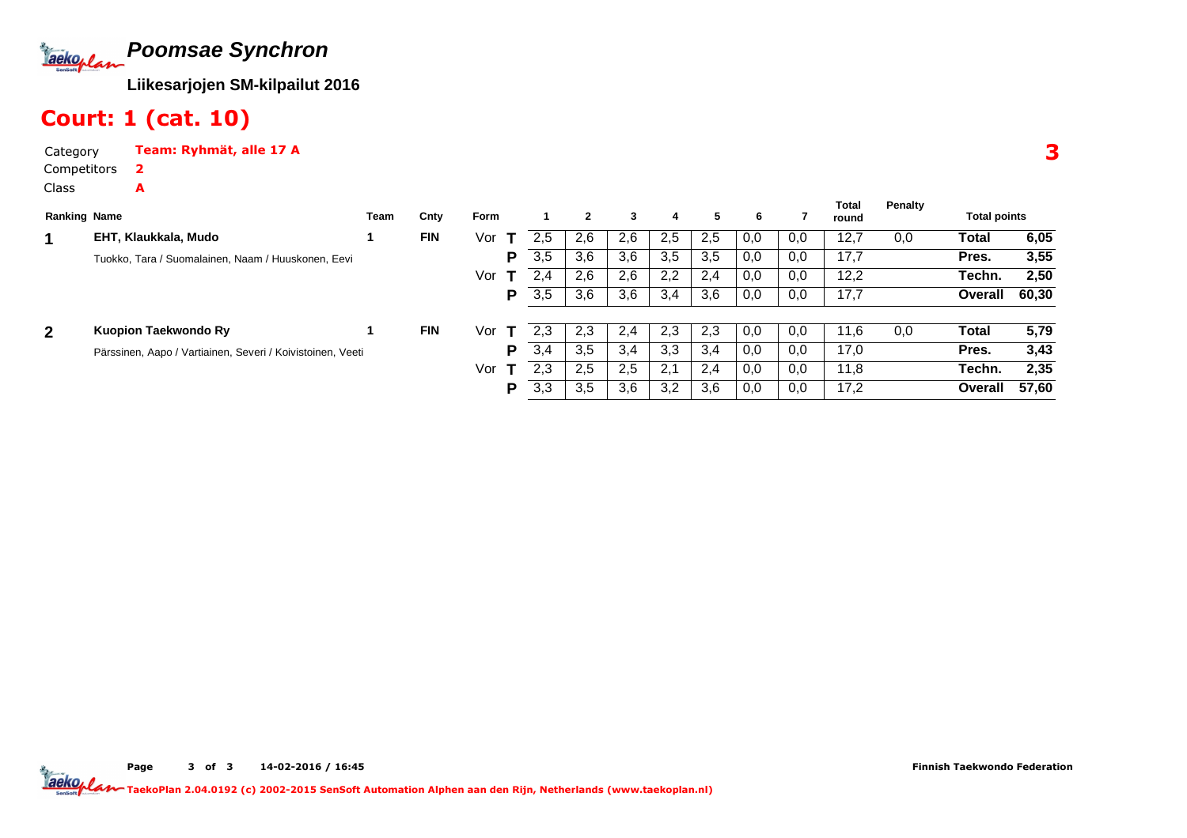# Poomsae Synchron

**Liikesarjojen SM-kilpailut 2016**

## Court: 1 (cat. 10)

Category **Team: Ryhmät, alle 17 A**

Competitors **2**

Class **A**

**3**

| Ranking | Name | Team | Cnty | Form | | 1 | 2 | 3 | 4 | 5 | 6 | 7 | Total round | Penalty | Total points | |
|---|---|---|---|---|---|---|---|---|---|---|---|---|---|---|---|---|
| 1 | **EHT, Klaukkala, Mudo** | 1 | FIN | Vor | T | 2,5 | 2,6 | 2,6 | 2,5 | 2,5 | 0,0 | 0,0 | 12,7 | 0,0 | **Total** | **6,05** |
| | Tuokko, Tara / Suomalainen, Naam / Huuskonen, Eevi | | | | P | 3,5 | 3,6 | 3,6 | 3,5 | 3,5 | 0,0 | 0,0 | 17,7 | | **Pres.** | **3,55** |
| | | | | Vor | T | 2,4 | 2,6 | 2,6 | 2,2 | 2,4 | 0,0 | 0,0 | 12,2 | | **Techn.** | **2,50** |
| | | | | | P | 3,5 | 3,6 | 3,6 | 3,4 | 3,6 | 0,0 | 0,0 | 17,7 | | **Overall** | **60,30** |
| 2 | **Kuopion Taekwondo Ry** | 1 | FIN | Vor | T | 2,3 | 2,3 | 2,4 | 2,3 | 2,3 | 0,0 | 0,0 | 11,6 | 0,0 | **Total** | **5,79** |
| | Pärssinen, Aapo / Vartiainen, Severi / Koivistoinen, Veeti | | | | P | 3,4 | 3,5 | 3,4 | 3,3 | 3,4 | 0,0 | 0,0 | 17,0 | | **Pres.** | **3,43** |
| | | | | Vor | T | 2,3 | 2,5 | 2,5 | 2,1 | 2,4 | 0,0 | 0,0 | 11,8 | | **Techn.** | **2,35** |
| | | | | | P | 3,3 | 3,5 | 3,6 | 3,2 | 3,6 | 0,0 | 0,0 | 17,2 | | **Overall** | **57,60** |

14-02-2016 / 16:45

Finnish Taekwondo Federation

TaekoPlan 2.04.0192 (c) 2002-2015 SenSoft Automation Alphen aan den Rijn, Netherlands (www.taekoplan.nl)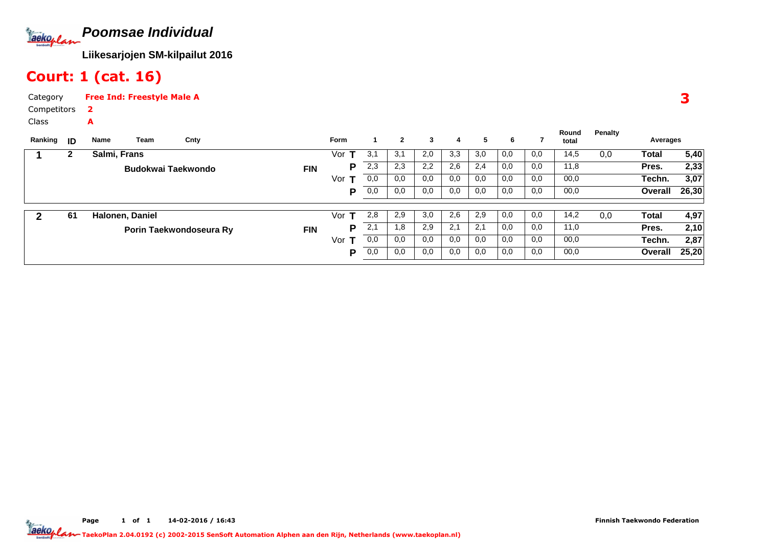# Poomsae Individual

**Liikesarjojen SM-kilpailut 2016**

## Court: 1 (cat. 16)

Category **Free Ind: Freestyle Male A**

Competitors **2**

Class **A**

3

| Ranking | ID | Name / Team | Cnty | Form | | 1 | 2 | 3 | 4 | 5 | 6 | 7 | Round total | Penalty | Averages | |
|---|---|---|---|---|---|---|---|---|---|---|---|---|---|---|---|---|
| **1** | **2** | **Salmi, Frans** | | Vor | **T** | 3,1 | 3,1 | 2,0 | 3,3 | 3,0 | 0,0 | 0,0 | 14,5 | 0,0 | **Total** | **5,40** |
| | | **Budokwai Taekwondo** | **FIN** | | **P** | 2,3 | 2,3 | 2,2 | 2,6 | 2,4 | 0,0 | 0,0 | 11,8 | | **Pres.** | **2,33** |
| | | | | Vor | **T** | 0,0 | 0,0 | 0,0 | 0,0 | 0,0 | 0,0 | 0,0 | 00,0 | | **Techn.** | **3,07** |
| | | | | | **P** | 0,0 | 0,0 | 0,0 | 0,0 | 0,0 | 0,0 | 0,0 | 00,0 | | **Overall** | **26,30** |
| **2** | **61** | **Halonen, Daniel** | | Vor | **T** | 2,8 | 2,9 | 3,0 | 2,6 | 2,9 | 0,0 | 0,0 | 14,2 | 0,0 | **Total** | **4,97** |
| | | **Porin Taekwondoseura Ry** | **FIN** | | **P** | 2,1 | 1,8 | 2,9 | 2,1 | 2,1 | 0,0 | 0,0 | 11,0 | | **Pres.** | **2,10** |
| | | | | Vor | **T** | 0,0 | 0,0 | 0,0 | 0,0 | 0,0 | 0,0 | 0,0 | 00,0 | | **Techn.** | **2,87** |
| | | | | | **P** | 0,0 | 0,0 | 0,0 | 0,0 | 0,0 | 0,0 | 0,0 | 00,0 | | **Overall** | **25,20** |

14-02-2016 / 16:43

Finnish Taekwondo Federation

TaekoPlan 2.04.0192 (c) 2002-2015 SenSoft Automation Alphen aan den Rijn, Netherlands (www.taekoplan.nl)